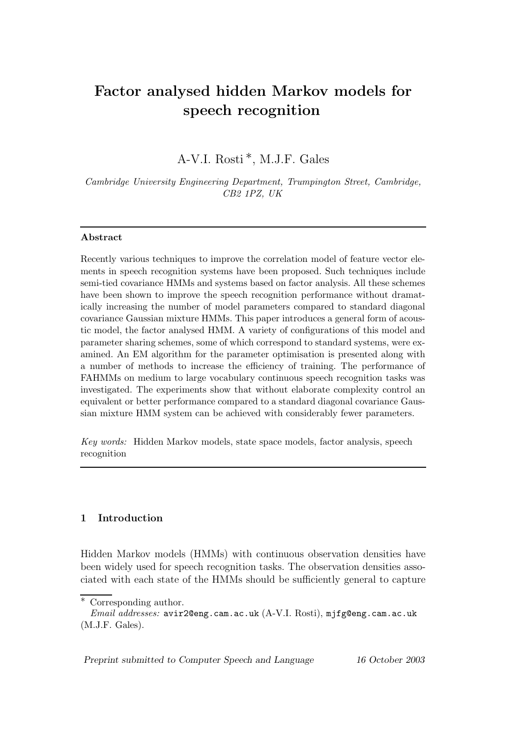# Factor analysed hidden Markov models for speech recognition

A-V.I. Rosti [*], M.J.F. Gales

*Cambridge University Engineering Department, Trumpington Street, Cambridge, CB2 1PZ, UK*

---

**Abstract**

Recently various techniques to improve the correlation model of feature vector elements in speech recognition systems have been proposed. Such techniques include semi-tied covariance HMMs and systems based on factor analysis. All these schemes have been shown to improve the speech recognition performance without dramatically increasing the number of model parameters compared to standard diagonal covariance Gaussian mixture HMMs. This paper introduces a general form of acoustic model, the factor analysed HMM. A variety of configurations of this model and parameter sharing schemes, some of which correspond to standard systems, were examined. An EM algorithm for the parameter optimisation is presented along with a number of methods to increase the efficiency of training. The performance of FAHMMs on medium to large vocabulary continuous speech recognition tasks was investigated. The experiments show that without elaborate complexity control an equivalent or better performance compared to a standard diagonal covariance Gaussian mixture HMM system can be achieved with considerably fewer parameters.

*Key words:* Hidden Markov models, state space models, factor analysis, speech recognition

---

## 1 Introduction

Hidden Markov models (HMMs) with continuous observation densities have been widely used for speech recognition tasks. The observation densities associated with each state of the HMMs should be sufficiently general to capture

---

[*] Corresponding author.
*Email addresses:* avir2@eng.cam.ac.uk (A-V.I. Rosti), mjfg@eng.cam.ac.uk (M.J.F. Gales).

*Preprint submitted to Computer Speech and Language* 16 October 2003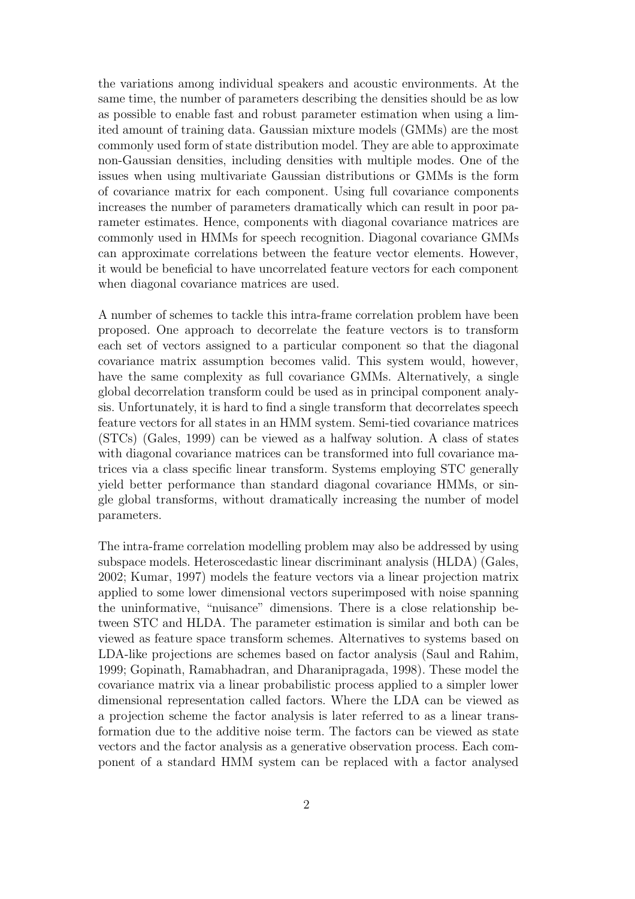the variations among individual speakers and acoustic environments. At the same time, the number of parameters describing the densities should be as low as possible to enable fast and robust parameter estimation when using a limited amount of training data. Gaussian mixture models (GMMs) are the most commonly used form of state distribution model. They are able to approximate non-Gaussian densities, including densities with multiple modes. One of the issues when using multivariate Gaussian distributions or GMMs is the form of covariance matrix for each component. Using full covariance components increases the number of parameters dramatically which can result in poor parameter estimates. Hence, components with diagonal covariance matrices are commonly used in HMMs for speech recognition. Diagonal covariance GMMs can approximate correlations between the feature vector elements. However, it would be beneficial to have uncorrelated feature vectors for each component when diagonal covariance matrices are used.

A number of schemes to tackle this intra-frame correlation problem have been proposed. One approach to decorrelate the feature vectors is to transform each set of vectors assigned to a particular component so that the diagonal covariance matrix assumption becomes valid. This system would, however, have the same complexity as full covariance GMMs. Alternatively, a single global decorrelation transform could be used as in principal component analysis. Unfortunately, it is hard to find a single transform that decorrelates speech feature vectors for all states in an HMM system. Semi-tied covariance matrices (STCs) (Gales, 1999) can be viewed as a halfway solution. A class of states with diagonal covariance matrices can be transformed into full covariance matrices via a class specific linear transform. Systems employing STC generally yield better performance than standard diagonal covariance HMMs, or single global transforms, without dramatically increasing the number of model parameters.

The intra-frame correlation modelling problem may also be addressed by using subspace models. Heteroscedastic linear discriminant analysis (HLDA) (Gales, 2002; Kumar, 1997) models the feature vectors via a linear projection matrix applied to some lower dimensional vectors superimposed with noise spanning the uninformative, "nuisance" dimensions. There is a close relationship between STC and HLDA. The parameter estimation is similar and both can be viewed as feature space transform schemes. Alternatives to systems based on LDA-like projections are schemes based on factor analysis (Saul and Rahim, 1999; Gopinath, Ramabhadran, and Dharanipragada, 1998). These model the covariance matrix via a linear probabilistic process applied to a simpler lower dimensional representation called factors. Where the LDA can be viewed as a projection scheme the factor analysis is later referred to as a linear transformation due to the additive noise term. The factors can be viewed as state vectors and the factor analysis as a generative observation process. Each component of a standard HMM system can be replaced with a factor analysed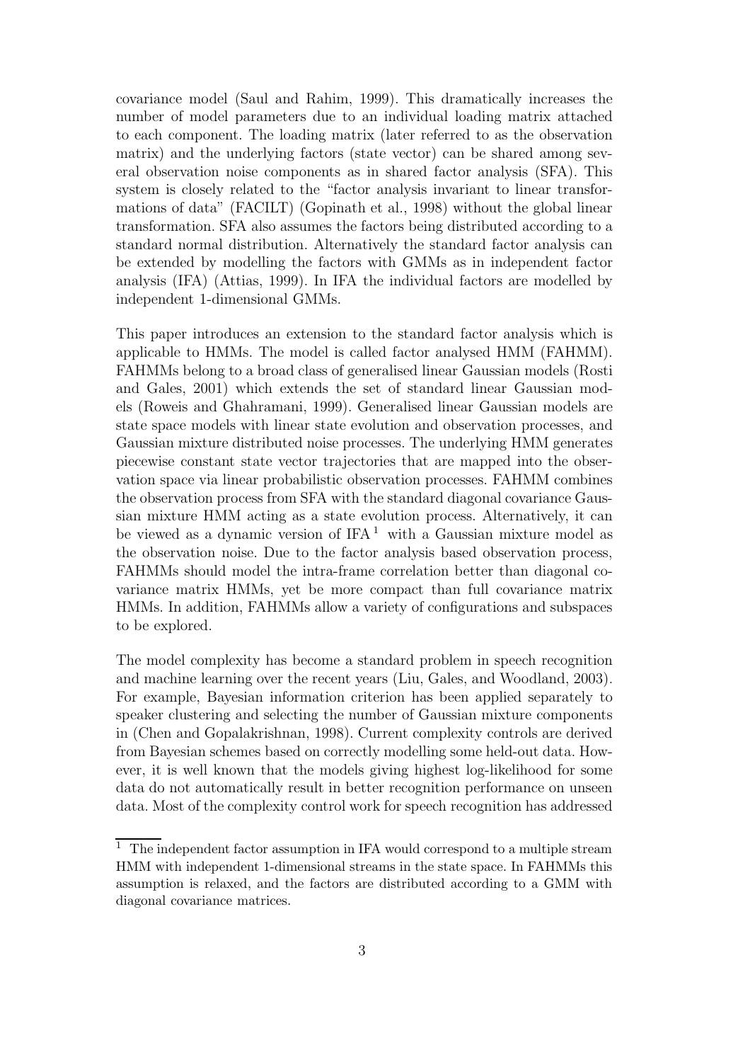covariance model (Saul and Rahim, 1999). This dramatically increases the number of model parameters due to an individual loading matrix attached to each component. The loading matrix (later referred to as the observation matrix) and the underlying factors (state vector) can be shared among several observation noise components as in shared factor analysis (SFA). This system is closely related to the "factor analysis invariant to linear transformations of data" (FACILT) (Gopinath et al., 1998) without the global linear transformation. SFA also assumes the factors being distributed according to a standard normal distribution. Alternatively the standard factor analysis can be extended by modelling the factors with GMMs as in independent factor analysis (IFA) (Attias, 1999). In IFA the individual factors are modelled by independent 1-dimensional GMMs.

This paper introduces an extension to the standard factor analysis which is applicable to HMMs. The model is called factor analysed HMM (FAHMM). FAHMMs belong to a broad class of generalised linear Gaussian models (Rosti and Gales, 2001) which extends the set of standard linear Gaussian models (Roweis and Ghahramani, 1999). Generalised linear Gaussian models are state space models with linear state evolution and observation processes, and Gaussian mixture distributed noise processes. The underlying HMM generates piecewise constant state vector trajectories that are mapped into the observation space via linear probabilistic observation processes. FAHMM combines the observation process from SFA with the standard diagonal covariance Gaussian mixture HMM acting as a state evolution process. Alternatively, it can be viewed as a dynamic version of IFA [1] with a Gaussian mixture model as the observation noise. Due to the factor analysis based observation process, FAHMMs should model the intra-frame correlation better than diagonal covariance matrix HMMs, yet be more compact than full covariance matrix HMMs. In addition, FAHMMs allow a variety of configurations and subspaces to be explored.

The model complexity has become a standard problem in speech recognition and machine learning over the recent years (Liu, Gales, and Woodland, 2003). For example, Bayesian information criterion has been applied separately to speaker clustering and selecting the number of Gaussian mixture components in (Chen and Gopalakrishnan, 1998). Current complexity controls are derived from Bayesian schemes based on correctly modelling some held-out data. However, it is well known that the models giving highest log-likelihood for some data do not automatically result in better recognition performance on unseen data. Most of the complexity control work for speech recognition has addressed

[1] The independent factor assumption in IFA would correspond to a multiple stream HMM with independent 1-dimensional streams in the state space. In FAHMMs this assumption is relaxed, and the factors are distributed according to a GMM with diagonal covariance matrices.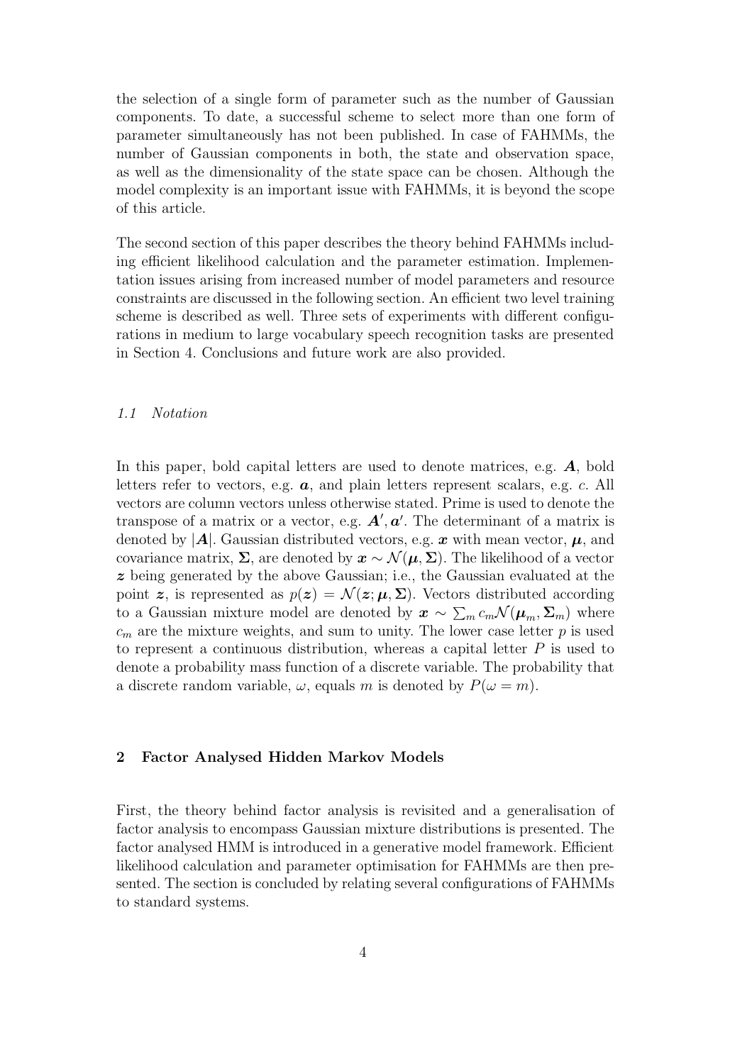the selection of a single form of parameter such as the number of Gaussian components. To date, a successful scheme to select more than one form of parameter simultaneously has not been published. In case of FAHMMs, the number of Gaussian components in both, the state and observation space, as well as the dimensionality of the state space can be chosen. Although the model complexity is an important issue with FAHMMs, it is beyond the scope of this article.

The second section of this paper describes the theory behind FAHMMs including efficient likelihood calculation and the parameter estimation. Implementation issues arising from increased number of model parameters and resource constraints are discussed in the following section. An efficient two level training scheme is described as well. Three sets of experiments with different configurations in medium to large vocabulary speech recognition tasks are presented in Section 4. Conclusions and future work are also provided.

### *1.1 Notation*

In this paper, bold capital letters are used to denote matrices, e.g. $\boldsymbol{A}$, bold letters refer to vectors, e.g. $\boldsymbol{a}$, and plain letters represent scalars, e.g. $c$. All vectors are column vectors unless otherwise stated. Prime is used to denote the transpose of a matrix or a vector, e.g. $\boldsymbol{A}', \boldsymbol{a}'$. The determinant of a matrix is denoted by $|\boldsymbol{A}|$. Gaussian distributed vectors, e.g. $\boldsymbol{x}$ with mean vector, $\boldsymbol{\mu}$, and covariance matrix, $\boldsymbol{\Sigma}$, are denoted by $\boldsymbol{x} \sim \mathcal{N}(\boldsymbol{\mu}, \boldsymbol{\Sigma})$. The likelihood of a vector $\boldsymbol{z}$ being generated by the above Gaussian; i.e., the Gaussian evaluated at the point $\boldsymbol{z}$, is represented as $p(\boldsymbol{z}) = \mathcal{N}(\boldsymbol{z}; \boldsymbol{\mu}, \boldsymbol{\Sigma})$. Vectors distributed according to a Gaussian mixture model are denoted by $\boldsymbol{x} \sim \sum_m c_m \mathcal{N}(\boldsymbol{\mu}_m, \boldsymbol{\Sigma}_m)$ where $c_m$ are the mixture weights, and sum to unity. The lower case letter $p$ is used to represent a continuous distribution, whereas a capital letter $P$ is used to denote a probability mass function of a discrete variable. The probability that a discrete random variable, $\omega$, equals $m$ is denoted by $P(\omega = m)$.

## 2 Factor Analysed Hidden Markov Models

First, the theory behind factor analysis is revisited and a generalisation of factor analysis to encompass Gaussian mixture distributions is presented. The factor analysed HMM is introduced in a generative model framework. Efficient likelihood calculation and parameter optimisation for FAHMMs are then presented. The section is concluded by relating several configurations of FAHMMs to standard systems.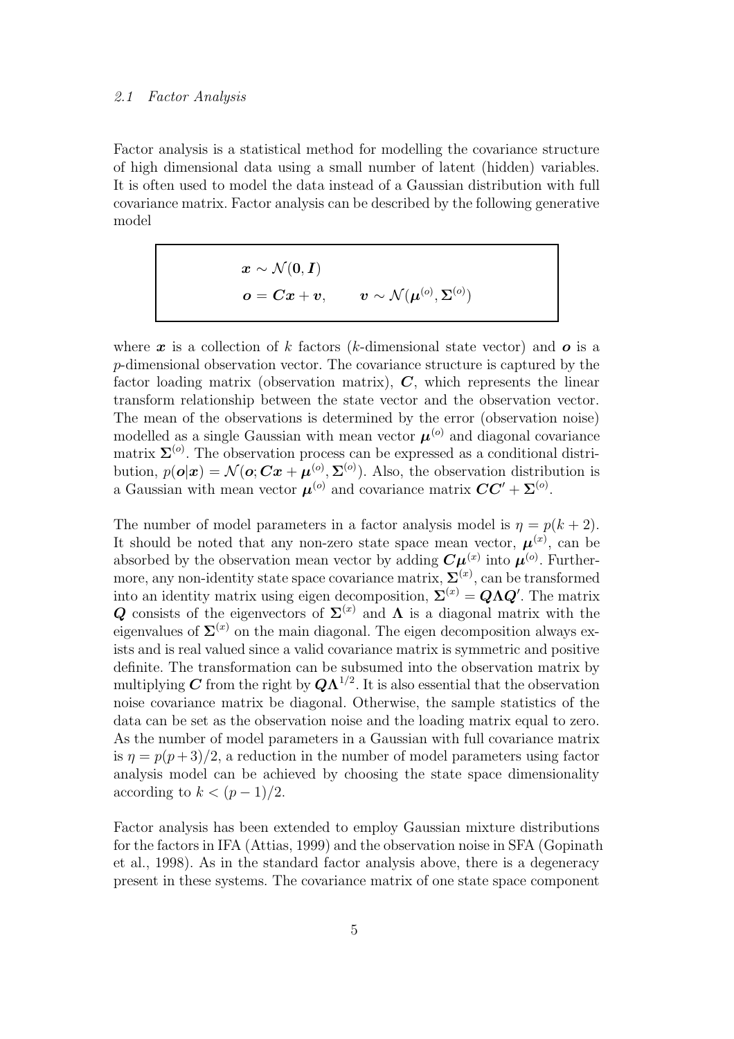### 2.1 Factor Analysis

Factor analysis is a statistical method for modelling the covariance structure of high dimensional data using a small number of latent (hidden) variables. It is often used to model the data instead of a Gaussian distribution with full covariance matrix. Factor analysis can be described by the following generative model

$$
\begin{aligned}
&\boldsymbol{x} \sim \mathcal{N}(\boldsymbol{0}, \boldsymbol{I}) \\
&\boldsymbol{o} = \boldsymbol{C}\boldsymbol{x} + \boldsymbol{v}, \qquad \boldsymbol{v} \sim \mathcal{N}(\boldsymbol{\mu}^{(o)}, \boldsymbol{\Sigma}^{(o)})
\end{aligned}
$$

where $\boldsymbol{x}$ is a collection of $k$ factors ($k$-dimensional state vector) and $\boldsymbol{o}$ is a $p$-dimensional observation vector. The covariance structure is captured by the factor loading matrix (observation matrix), $\boldsymbol{C}$, which represents the linear transform relationship between the state vector and the observation vector. The mean of the observations is determined by the error (observation noise) modelled as a single Gaussian with mean vector $\boldsymbol{\mu}^{(o)}$ and diagonal covariance matrix $\boldsymbol{\Sigma}^{(o)}$. The observation process can be expressed as a conditional distribution, $p(\boldsymbol{o}|\boldsymbol{x}) = \mathcal{N}(\boldsymbol{o}; \boldsymbol{C}\boldsymbol{x} + \boldsymbol{\mu}^{(o)}, \boldsymbol{\Sigma}^{(o)})$. Also, the observation distribution is a Gaussian with mean vector $\boldsymbol{\mu}^{(o)}$ and covariance matrix $\boldsymbol{C}\boldsymbol{C}' + \boldsymbol{\Sigma}^{(o)}$.

The number of model parameters in a factor analysis model is $\eta = p(k+2)$. It should be noted that any non-zero state space mean vector, $\boldsymbol{\mu}^{(x)}$, can be absorbed by the observation mean vector by adding $\boldsymbol{C}\boldsymbol{\mu}^{(x)}$ into $\boldsymbol{\mu}^{(o)}$. Furthermore, any non-identity state space covariance matrix, $\boldsymbol{\Sigma}^{(x)}$, can be transformed into an identity matrix using eigen decomposition, $\boldsymbol{\Sigma}^{(x)} = \boldsymbol{Q}\boldsymbol{\Lambda}\boldsymbol{Q}'$. The matrix $\boldsymbol{Q}$ consists of the eigenvectors of $\boldsymbol{\Sigma}^{(x)}$ and $\boldsymbol{\Lambda}$ is a diagonal matrix with the eigenvalues of $\boldsymbol{\Sigma}^{(x)}$ on the main diagonal. The eigen decomposition always exists and is real valued since a valid covariance matrix is symmetric and positive definite. The transformation can be subsumed into the observation matrix by multiplying $\boldsymbol{C}$ from the right by $\boldsymbol{Q}\boldsymbol{\Lambda}^{1/2}$. It is also essential that the observation noise covariance matrix be diagonal. Otherwise, the sample statistics of the data can be set as the observation noise and the loading matrix equal to zero. As the number of model parameters in a Gaussian with full covariance matrix is $\eta = p(p+3)/2$, a reduction in the number of model parameters using factor analysis model can be achieved by choosing the state space dimensionality according to $k < (p-1)/2$.

Factor analysis has been extended to employ Gaussian mixture distributions for the factors in IFA (Attias, 1999) and the observation noise in SFA (Gopinath et al., 1998). As in the standard factor analysis above, there is a degeneracy present in these systems. The covariance matrix of one state space component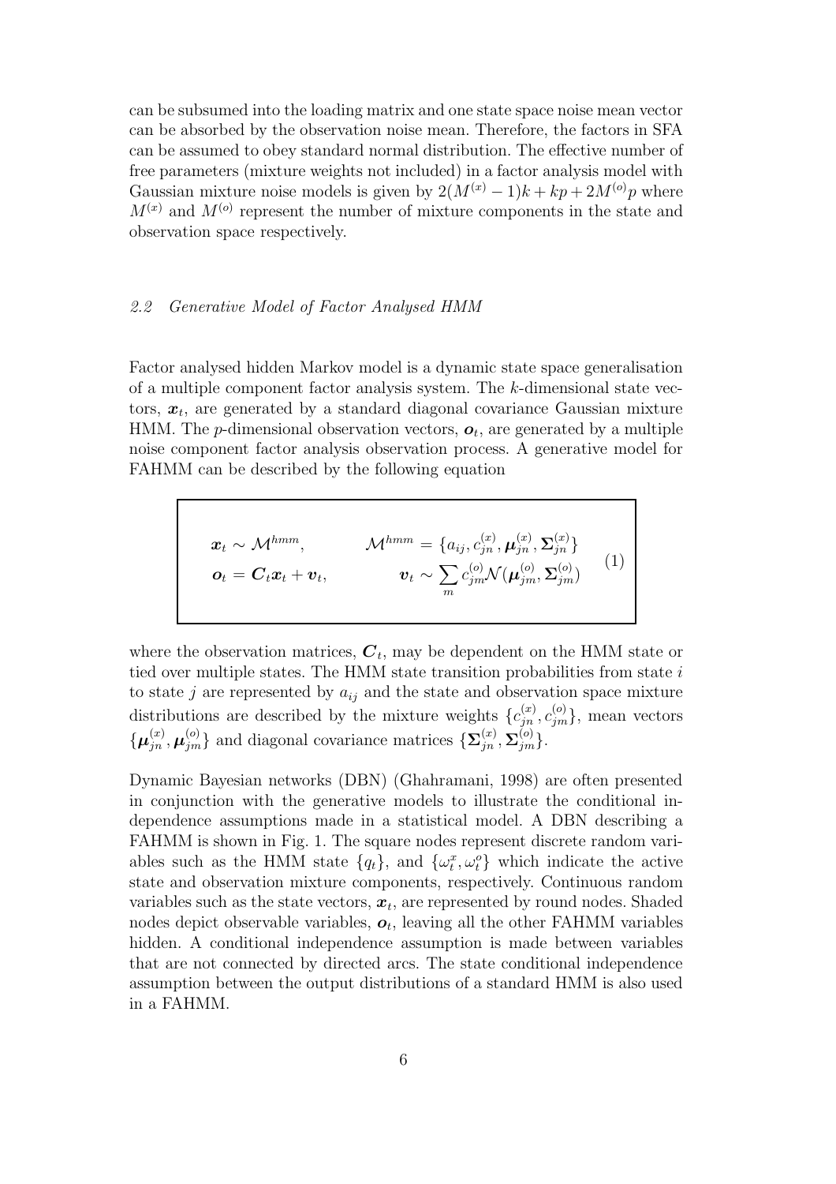can be subsumed into the loading matrix and one state space noise mean vector can be absorbed by the observation noise mean. Therefore, the factors in SFA can be assumed to obey standard normal distribution. The effective number of free parameters (mixture weights not included) in a factor analysis model with Gaussian mixture noise models is given by $2(M^{(x)}-1)k + kp + 2M^{(o)}p$ where $M^{(x)}$ and $M^{(o)}$ represent the number of mixture components in the state and observation space respectively.

### *2.2 Generative Model of Factor Analysed HMM*

Factor analysed hidden Markov model is a dynamic state space generalisation of a multiple component factor analysis system. The $k$-dimensional state vectors, $\boldsymbol{x}_t$, are generated by a standard diagonal covariance Gaussian mixture HMM. The $p$-dimensional observation vectors, $\boldsymbol{o}_t$, are generated by a multiple noise component factor analysis observation process. A generative model for FAHMM can be described by the following equation

$$
\begin{aligned}
\boldsymbol{x}_t &\sim \mathcal{M}^{hmm}, & \mathcal{M}^{hmm} &= \{a_{ij}, c_{jn}^{(x)}, \boldsymbol{\mu}_{jn}^{(x)}, \boldsymbol{\Sigma}_{jn}^{(x)}\} \\
\boldsymbol{o}_t &= \boldsymbol{C}_t \boldsymbol{x}_t + \boldsymbol{v}_t, & \boldsymbol{v}_t &\sim \sum_m c_{jm}^{(o)} \mathcal{N}(\boldsymbol{\mu}_{jm}^{(o)}, \boldsymbol{\Sigma}_{jm}^{(o)})
\end{aligned}
\tag{1}
$$

where the observation matrices, $\boldsymbol{C}_t$, may be dependent on the HMM state or tied over multiple states. The HMM state transition probabilities from state $i$ to state $j$ are represented by $a_{ij}$ and the state and observation space mixture distributions are described by the mixture weights $\{c_{jn}^{(x)}, c_{jm}^{(o)}\}$, mean vectors $\{\boldsymbol{\mu}_{jn}^{(x)}, \boldsymbol{\mu}_{jm}^{(o)}\}$ and diagonal covariance matrices $\{\boldsymbol{\Sigma}_{jn}^{(x)}, \boldsymbol{\Sigma}_{jm}^{(o)}\}$.

Dynamic Bayesian networks (DBN) (Ghahramani, 1998) are often presented in conjunction with the generative models to illustrate the conditional independence assumptions made in a statistical model. A DBN describing a FAHMM is shown in Fig. 1. The square nodes represent discrete random variables such as the HMM state $\{q_t\}$, and $\{\omega_t^x, \omega_t^o\}$ which indicate the active state and observation mixture components, respectively. Continuous random variables such as the state vectors, $\boldsymbol{x}_t$, are represented by round nodes. Shaded nodes depict observable variables, $\boldsymbol{o}_t$, leaving all the other FAHMM variables hidden. A conditional independence assumption is made between variables that are not connected by directed arcs. The state conditional independence assumption between the output distributions of a standard HMM is also used in a FAHMM.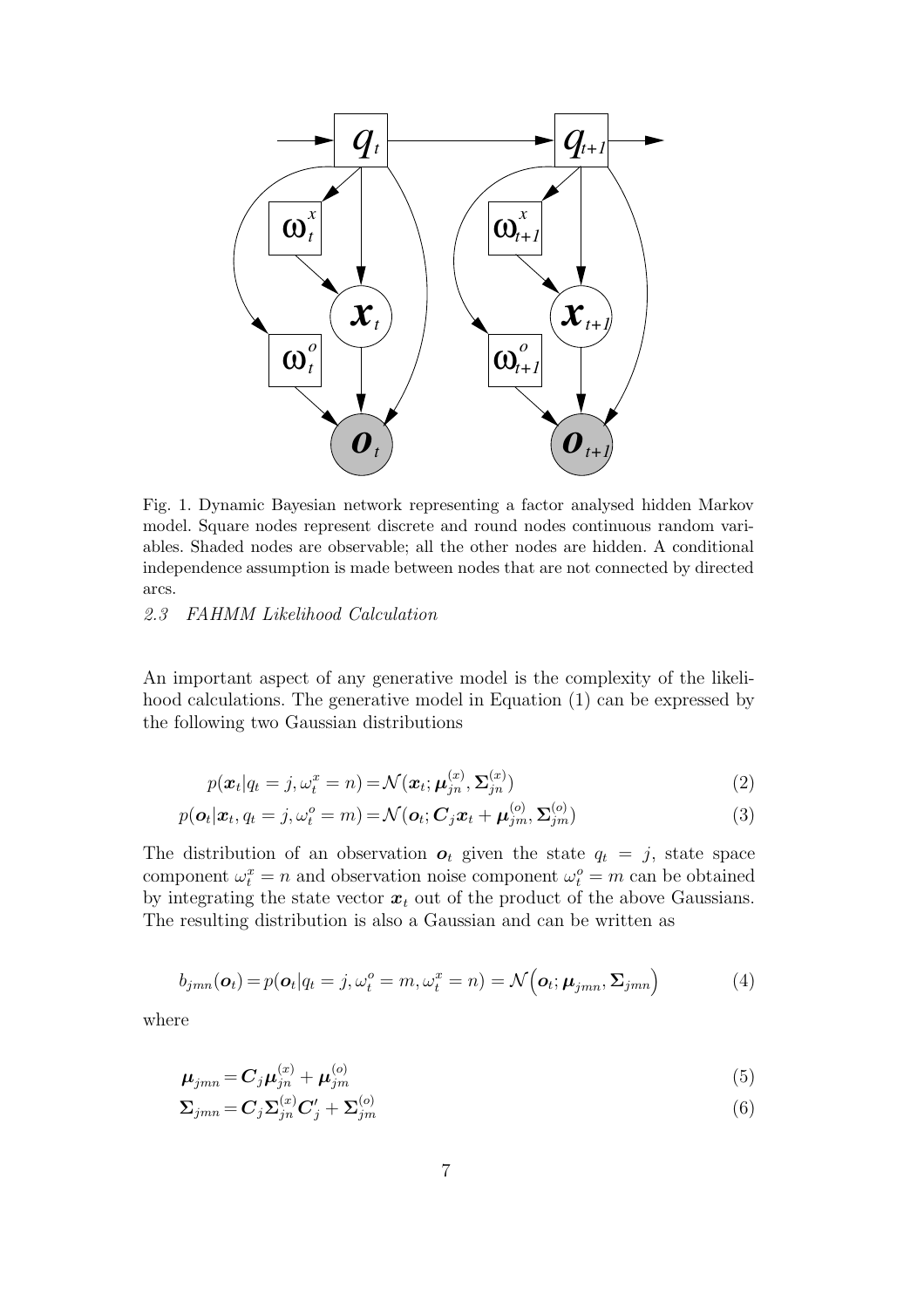Fig. 1. Dynamic Bayesian network representing a factor analysed hidden Markov model. Square nodes represent discrete and round nodes continuous random variables. Shaded nodes are observable; all the other nodes are hidden. A conditional independence assumption is made between nodes that are not connected by directed arcs.

### 2.3 FAHMM Likelihood Calculation

An important aspect of any generative model is the complexity of the likelihood calculations. The generative model in Equation (1) can be expressed by the following two Gaussian distributions

$$p(\boldsymbol{x}_t|q_t = j, \omega_t^x = n) = \mathcal{N}(\boldsymbol{x}_t; \boldsymbol{\mu}_{jn}^{(x)}, \boldsymbol{\Sigma}_{jn}^{(x)}) \tag{2}$$

$$p(\boldsymbol{o}_t|\boldsymbol{x}_t, q_t = j, \omega_t^o = m) = \mathcal{N}(\boldsymbol{o}_t; \boldsymbol{C}_j\boldsymbol{x}_t + \boldsymbol{\mu}_{jm}^{(o)}, \boldsymbol{\Sigma}_{jm}^{(o)}) \tag{3}$$

The distribution of an observation $\boldsymbol{o}_t$ given the state $q_t = j$, state space component $\omega_t^x = n$ and observation noise component $\omega_t^o = m$ can be obtained by integrating the state vector $\boldsymbol{x}_t$ out of the product of the above Gaussians. The resulting distribution is also a Gaussian and can be written as

$$b_{jmn}(\boldsymbol{o}_t) = p(\boldsymbol{o}_t|q_t = j, \omega_t^o = m, \omega_t^x = n) = \mathcal{N}\Big(\boldsymbol{o}_t; \boldsymbol{\mu}_{jmn}, \boldsymbol{\Sigma}_{jmn}\Big) \tag{4}$$

where

$$\boldsymbol{\mu}_{jmn} = \boldsymbol{C}_j\boldsymbol{\mu}_{jn}^{(x)} + \boldsymbol{\mu}_{jm}^{(o)} \tag{5}$$

$$\boldsymbol{\Sigma}_{jmn} = \boldsymbol{C}_j\boldsymbol{\Sigma}_{jn}^{(x)}\boldsymbol{C}_j' + \boldsymbol{\Sigma}_{jm}^{(o)} \tag{6}$$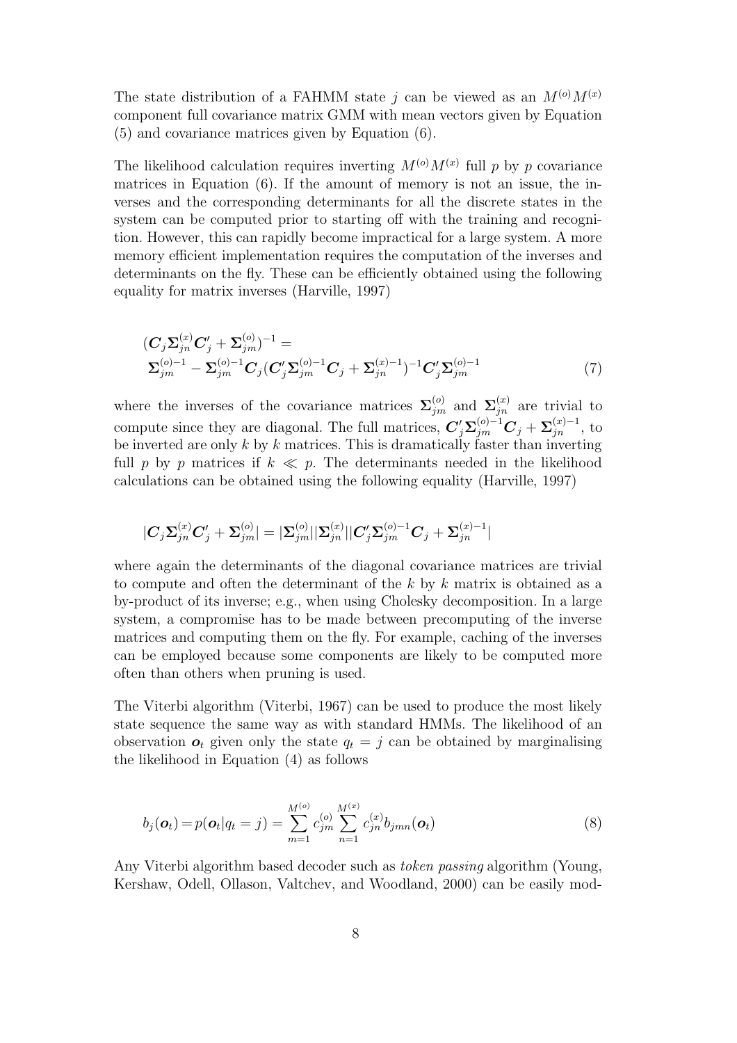The state distribution of a FAHMM state $j$ can be viewed as an $M^{(o)}M^{(x)}$ component full covariance matrix GMM with mean vectors given by Equation (5) and covariance matrices given by Equation (6).

The likelihood calculation requires inverting $M^{(o)}M^{(x)}$ full $p$ by $p$ covariance matrices in Equation (6). If the amount of memory is not an issue, the inverses and the corresponding determinants for all the discrete states in the system can be computed prior to starting off with the training and recognition. However, this can rapidly become impractical for a large system. A more memory efficient implementation requires the computation of the inverses and determinants on the fly. These can be efficiently obtained using the following equality for matrix inverses (Harville, 1997)

$$
\begin{aligned}
&(\boldsymbol{C}_j \boldsymbol{\Sigma}_{jn}^{(x)} \boldsymbol{C}_j' + \boldsymbol{\Sigma}_{jm}^{(o)})^{-1} = \\
&\boldsymbol{\Sigma}_{jm}^{(o)-1} - \boldsymbol{\Sigma}_{jm}^{(o)-1} \boldsymbol{C}_j (\boldsymbol{C}_j' \boldsymbol{\Sigma}_{jm}^{(o)-1} \boldsymbol{C}_j + \boldsymbol{\Sigma}_{jn}^{(x)-1})^{-1} \boldsymbol{C}_j' \boldsymbol{\Sigma}_{jm}^{(o)-1}
\end{aligned}
\tag{7}
$$

where the inverses of the covariance matrices $\boldsymbol{\Sigma}_{jm}^{(o)}$ and $\boldsymbol{\Sigma}_{jn}^{(x)}$ are trivial to compute since they are diagonal. The full matrices, $\boldsymbol{C}_j' \boldsymbol{\Sigma}_{jm}^{(o)-1} \boldsymbol{C}_j + \boldsymbol{\Sigma}_{jn}^{(x)-1}$, to be inverted are only $k$ by $k$ matrices. This is dramatically faster than inverting full $p$ by $p$ matrices if $k \ll p$. The determinants needed in the likelihood calculations can be obtained using the following equality (Harville, 1997)

$$
|\boldsymbol{C}_j \boldsymbol{\Sigma}_{jn}^{(x)} \boldsymbol{C}_j' + \boldsymbol{\Sigma}_{jm}^{(o)}| = |\boldsymbol{\Sigma}_{jm}^{(o)}| |\boldsymbol{\Sigma}_{jn}^{(x)}| |\boldsymbol{C}_j' \boldsymbol{\Sigma}_{jm}^{(o)-1} \boldsymbol{C}_j + \boldsymbol{\Sigma}_{jn}^{(x)-1}|
$$

where again the determinants of the diagonal covariance matrices are trivial to compute and often the determinant of the $k$ by $k$ matrix is obtained as a by-product of its inverse; e.g., when using Cholesky decomposition. In a large system, a compromise has to be made between precomputing of the inverse matrices and computing them on the fly. For example, caching of the inverses can be employed because some components are likely to be computed more often than others when pruning is used.

The Viterbi algorithm (Viterbi, 1967) can be used to produce the most likely state sequence the same way as with standard HMMs. The likelihood of an observation $\boldsymbol{o}_t$ given only the state $q_t = j$ can be obtained by marginalising the likelihood in Equation (4) as follows

$$
b_j(\boldsymbol{o}_t) = p(\boldsymbol{o}_t | q_t = j) = \sum_{m=1}^{M^{(o)}} c_{jm}^{(o)} \sum_{n=1}^{M^{(x)}} c_{jn}^{(x)} b_{jmn}(\boldsymbol{o}_t)
\tag{8}
$$

Any Viterbi algorithm based decoder such as *token passing* algorithm (Young, Kershaw, Odell, Ollason, Valtchev, and Woodland, 2000) can be easily mod-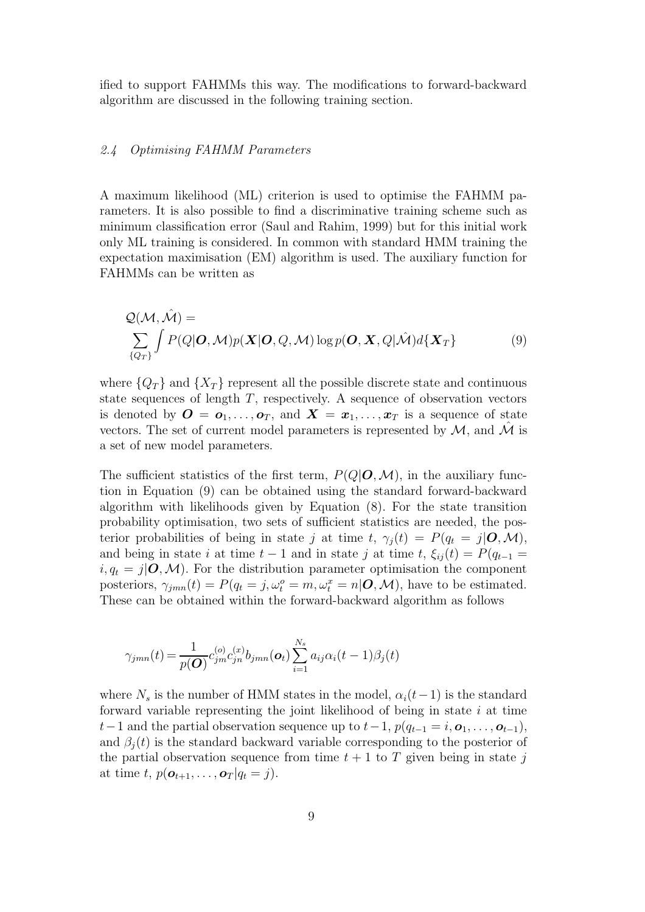ified to support FAHMMs this way. The modifications to forward-backward algorithm are discussed in the following training section.

### *2.4 Optimising FAHMM Parameters*

A maximum likelihood (ML) criterion is used to optimise the FAHMM parameters. It is also possible to find a discriminative training scheme such as minimum classification error (Saul and Rahim, 1999) but for this initial work only ML training is considered. In common with standard HMM training the expectation maximisation (EM) algorithm is used. The auxiliary function for FAHMMs can be written as

$$\mathcal{Q}(\mathcal{M}, \hat{\mathcal{M}}) = \sum_{\{Q_T\}} \int P(Q|\boldsymbol{O}, \mathcal{M}) p(\boldsymbol{X}|\boldsymbol{O}, Q, \mathcal{M}) \log p(\boldsymbol{O}, \boldsymbol{X}, Q|\hat{\mathcal{M}}) d\{\boldsymbol{X}_T\} \tag{9}$$

where $\{Q_T\}$ and $\{X_T\}$ represent all the possible discrete state and continuous state sequences of length $T$, respectively. A sequence of observation vectors is denoted by $\boldsymbol{O} = \boldsymbol{o}_1, \dots, \boldsymbol{o}_T$, and $\boldsymbol{X} = \boldsymbol{x}_1, \dots, \boldsymbol{x}_T$ is a sequence of state vectors. The set of current model parameters is represented by $\mathcal{M}$, and $\hat{\mathcal{M}}$ is a set of new model parameters.

The sufficient statistics of the first term, $P(Q|\boldsymbol{O}, \mathcal{M})$, in the auxiliary function in Equation (9) can be obtained using the standard forward-backward algorithm with likelihoods given by Equation (8). For the state transition probability optimisation, two sets of sufficient statistics are needed, the posterior probabilities of being in state $j$ at time $t$, $\gamma_j(t) = P(q_t = j|\boldsymbol{O}, \mathcal{M})$, and being in state $i$ at time $t-1$ and in state $j$ at time $t$, $\xi_{ij}(t) = P(q_{t-1} = i, q_t = j|\boldsymbol{O}, \mathcal{M})$. For the distribution parameter optimisation the component posteriors, $\gamma_{jmn}(t) = P(q_t = j, \omega_t^o = m, \omega_t^x = n|\boldsymbol{O}, \mathcal{M})$, have to be estimated. These can be obtained within the forward-backward algorithm as follows

$$\gamma_{jmn}(t) = \frac{1}{p(\boldsymbol{O})} c_{jm}^{(o)} c_{jn}^{(x)} b_{jmn}(\boldsymbol{o}_t) \sum_{i=1}^{N_s} a_{ij} \alpha_i(t-1) \beta_j(t)$$

where $N_s$ is the number of HMM states in the model, $\alpha_i(t-1)$ is the standard forward variable representing the joint likelihood of being in state $i$ at time $t-1$ and the partial observation sequence up to $t-1$, $p(q_{t-1} = i, \boldsymbol{o}_1, \dots, \boldsymbol{o}_{t-1})$, and $\beta_j(t)$ is the standard backward variable corresponding to the posterior of the partial observation sequence from time $t+1$ to $T$ given being in state $j$ at time $t$, $p(\boldsymbol{o}_{t+1}, \dots, \boldsymbol{o}_T|q_t = j)$.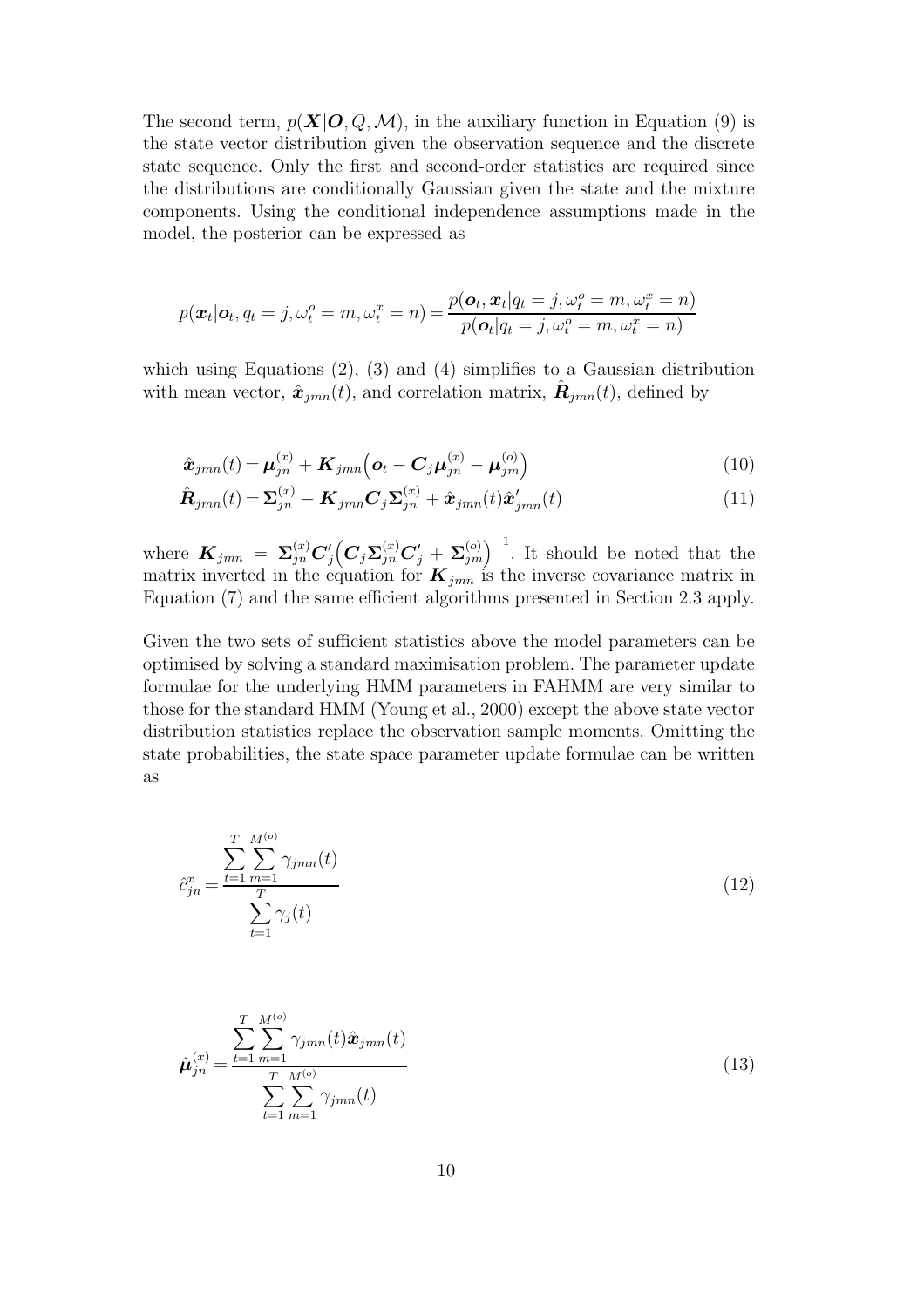The second term, $p(\boldsymbol{X}|\boldsymbol{O}, Q, \mathcal{M})$, in the auxiliary function in Equation (9) is the state vector distribution given the observation sequence and the discrete state sequence. Only the first and second-order statistics are required since the distributions are conditionally Gaussian given the state and the mixture components. Using the conditional independence assumptions made in the model, the posterior can be expressed as

$$p(\boldsymbol{x}_t|\boldsymbol{o}_t, q_t = j, \omega_t^o = m, \omega_t^x = n) = \frac{p(\boldsymbol{o}_t, \boldsymbol{x}_t|q_t = j, \omega_t^o = m, \omega_t^x = n)}{p(\boldsymbol{o}_t|q_t = j, \omega_t^o = m, \omega_t^x = n)}$$

which using Equations (2), (3) and (4) simplifies to a Gaussian distribution with mean vector, $\hat{\boldsymbol{x}}_{jmn}(t)$, and correlation matrix, $\hat{\boldsymbol{R}}_{jmn}(t)$, defined by

$$\hat{\boldsymbol{x}}_{jmn}(t) = \boldsymbol{\mu}_{jn}^{(x)} + \boldsymbol{K}_{jmn}\Big(\boldsymbol{o}_t - \boldsymbol{C}_j\boldsymbol{\mu}_{jn}^{(x)} - \boldsymbol{\mu}_{jm}^{(o)}\Big) \tag{10}$$

$$\hat{\boldsymbol{R}}_{jmn}(t) = \boldsymbol{\Sigma}_{jn}^{(x)} - \boldsymbol{K}_{jmn}\boldsymbol{C}_j\boldsymbol{\Sigma}_{jn}^{(x)} + \hat{\boldsymbol{x}}_{jmn}(t)\hat{\boldsymbol{x}}_{jmn}'(t) \tag{11}$$

where $\boldsymbol{K}_{jmn} = \boldsymbol{\Sigma}_{jn}^{(x)}\boldsymbol{C}_j'\Big(\boldsymbol{C}_j\boldsymbol{\Sigma}_{jn}^{(x)}\boldsymbol{C}_j' + \boldsymbol{\Sigma}_{jm}^{(o)}\Big)^{-1}$. It should be noted that the matrix inverted in the equation for $\boldsymbol{K}_{jmn}$ is the inverse covariance matrix in Equation (7) and the same efficient algorithms presented in Section 2.3 apply.

Given the two sets of sufficient statistics above the model parameters can be optimised by solving a standard maximisation problem. The parameter update formulae for the underlying HMM parameters in FAHMM are very similar to those for the standard HMM (Young et al., 2000) except the above state vector distribution statistics replace the observation sample moments. Omitting the state probabilities, the state space parameter update formulae can be written as

$$\hat{c}_{jn}^x = \frac{\sum_{t=1}^{T}\sum_{m=1}^{M^{(o)}}\gamma_{jmn}(t)}{\sum_{t=1}^{T}\gamma_j(t)} \tag{12}$$

$$\hat{\boldsymbol{\mu}}_{jn}^{(x)} = \frac{\sum_{t=1}^{T}\sum_{m=1}^{M^{(o)}}\gamma_{jmn}(t)\hat{\boldsymbol{x}}_{jmn}(t)}{\sum_{t=1}^{T}\sum_{m=1}^{M^{(o)}}\gamma_{jmn}(t)} \tag{13}$$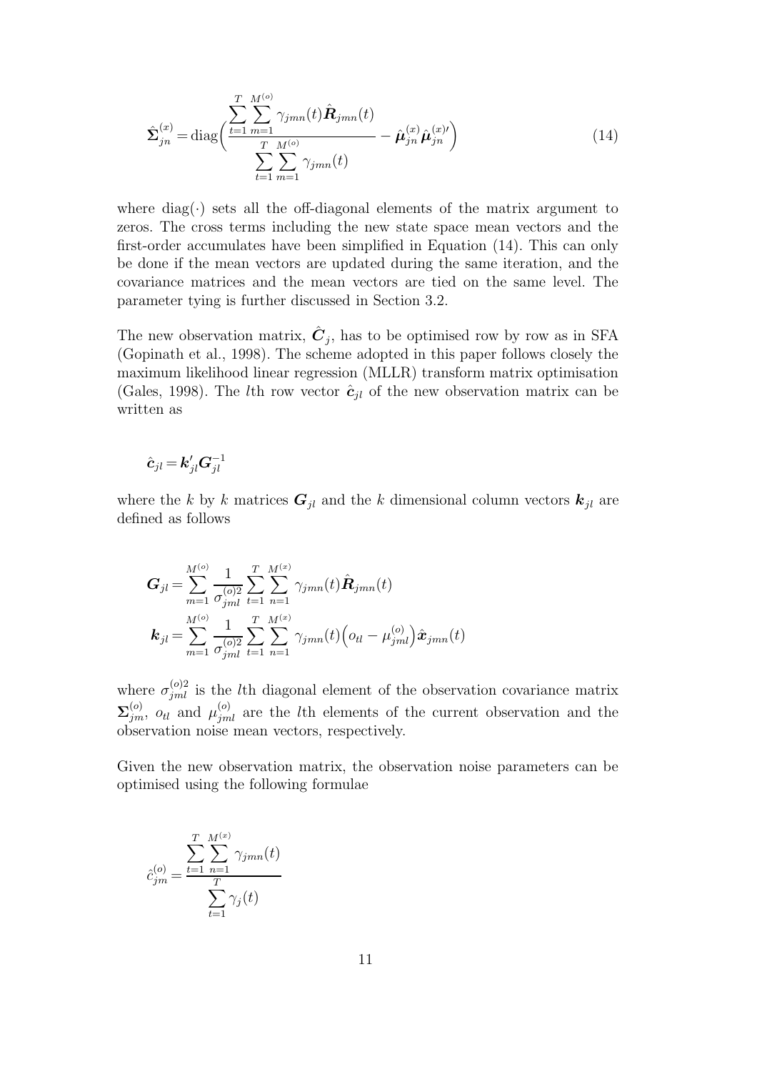$$\hat{\boldsymbol{\Sigma}}_{jn}^{(x)} = \text{diag}\Bigg(\frac{\sum_{t=1}^{T}\sum_{m=1}^{M^{(o)}}\gamma_{jmn}(t)\hat{\boldsymbol{R}}_{jmn}(t)}{\sum_{t=1}^{T}\sum_{m=1}^{M^{(o)}}\gamma_{jmn}(t)} - \hat{\boldsymbol{\mu}}_{jn}^{(x)}\hat{\boldsymbol{\mu}}_{jn}^{(x)\prime}\Bigg) \tag{14}$$

where $\text{diag}(\cdot)$ sets all the off-diagonal elements of the matrix argument to zeros. The cross terms including the new state space mean vectors and the first-order accumulates have been simplified in Equation (14). This can only be done if the mean vectors are updated during the same iteration, and the covariance matrices and the mean vectors are tied on the same level. The parameter tying is further discussed in Section 3.2.

The new observation matrix, $\hat{\boldsymbol{C}}_j$, has to be optimised row by row as in SFA (Gopinath et al., 1998). The scheme adopted in this paper follows closely the maximum likelihood linear regression (MLLR) transform matrix optimisation (Gales, 1998). The $l$th row vector $\hat{\boldsymbol{c}}_{jl}$ of the new observation matrix can be written as

$$\hat{\boldsymbol{c}}_{jl} = \boldsymbol{k}_{jl}^{\prime}\boldsymbol{G}_{jl}^{-1}$$

where the $k$ by $k$ matrices $\boldsymbol{G}_{jl}$ and the $k$ dimensional column vectors $\boldsymbol{k}_{jl}$ are defined as follows

$$\boldsymbol{G}_{jl} = \sum_{m=1}^{M^{(o)}}\frac{1}{\sigma_{jml}^{(o)2}}\sum_{t=1}^{T}\sum_{n=1}^{M^{(x)}}\gamma_{jmn}(t)\hat{\boldsymbol{R}}_{jmn}(t)$$

$$\boldsymbol{k}_{jl} = \sum_{m=1}^{M^{(o)}}\frac{1}{\sigma_{jml}^{(o)2}}\sum_{t=1}^{T}\sum_{n=1}^{M^{(x)}}\gamma_{jmn}(t)\Big(o_{tl} - \mu_{jml}^{(o)}\Big)\hat{\boldsymbol{x}}_{jmn}(t)$$

where $\sigma_{jml}^{(o)2}$ is the $l$th diagonal element of the observation covariance matrix $\boldsymbol{\Sigma}_{jm}^{(o)}$, $o_{tl}$ and $\mu_{jml}^{(o)}$ are the $l$th elements of the current observation and the observation noise mean vectors, respectively.

Given the new observation matrix, the observation noise parameters can be optimised using the following formulae

$$\hat{c}_{jm}^{(o)} = \frac{\sum_{t=1}^{T}\sum_{n=1}^{M^{(x)}}\gamma_{jmn}(t)}{\sum_{t=1}^{T}\gamma_{j}(t)}$$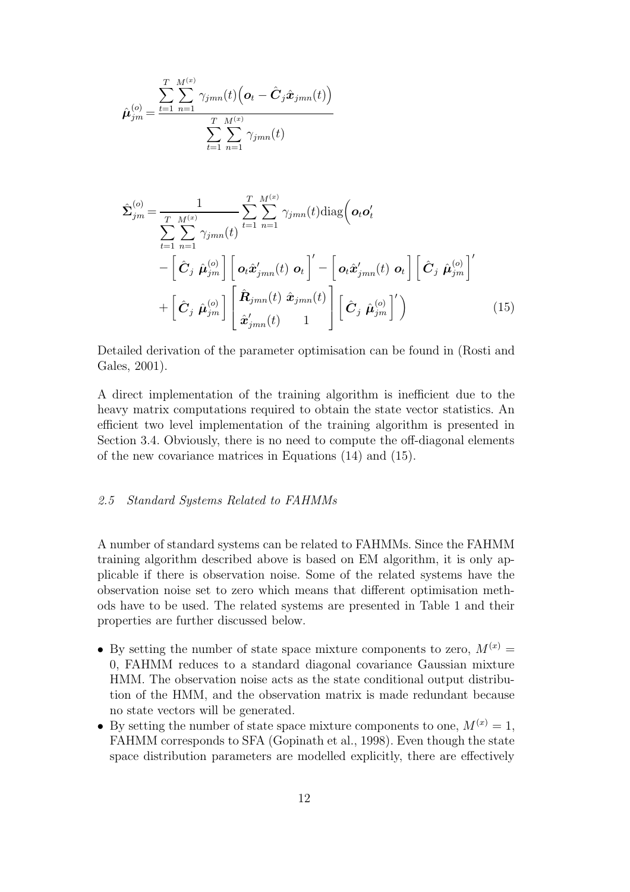$$\hat{\boldsymbol{\mu}}_{jm}^{(o)} = \frac{\sum_{t=1}^{T}\sum_{n=1}^{M^{(x)}} \gamma_{jmn}(t)\Big(\boldsymbol{o}_t - \hat{\boldsymbol{C}}_j \hat{\boldsymbol{x}}_{jmn}(t)\Big)}{\sum_{t=1}^{T}\sum_{n=1}^{M^{(x)}} \gamma_{jmn}(t)}$$

$$\begin{aligned}
\hat{\boldsymbol{\Sigma}}_{jm}^{(o)} = & \frac{1}{\sum_{t=1}^{T}\sum_{n=1}^{M^{(x)}} \gamma_{jmn}(t)} \sum_{t=1}^{T}\sum_{n=1}^{M^{(x)}} \gamma_{jmn}(t)\text{diag}\Big(\boldsymbol{o}_t\boldsymbol{o}_t' \\
& - \Big[\hat{\boldsymbol{C}}_j \ \hat{\boldsymbol{\mu}}_{jm}^{(o)}\Big]\Big[\boldsymbol{o}_t\hat{\boldsymbol{x}}_{jmn}'(t) \ \boldsymbol{o}_t\Big]' - \Big[\boldsymbol{o}_t\hat{\boldsymbol{x}}_{jmn}'(t) \ \boldsymbol{o}_t\Big]\Big[\hat{\boldsymbol{C}}_j \ \hat{\boldsymbol{\mu}}_{jm}^{(o)}\Big]' \\
& + \Big[\hat{\boldsymbol{C}}_j \ \hat{\boldsymbol{\mu}}_{jm}^{(o)}\Big]\begin{bmatrix} \hat{\boldsymbol{R}}_{jmn}(t) & \hat{\boldsymbol{x}}_{jmn}(t) \\ \hat{\boldsymbol{x}}_{jmn}'(t) & 1 \end{bmatrix}\Big[\hat{\boldsymbol{C}}_j \ \hat{\boldsymbol{\mu}}_{jm}^{(o)}\Big]'\Big)
\end{aligned} \tag{15}$$

Detailed derivation of the parameter optimisation can be found in (Rosti and Gales, 2001).

A direct implementation of the training algorithm is inefficient due to the heavy matrix computations required to obtain the state vector statistics. An efficient two level implementation of the training algorithm is presented in Section 3.4. Obviously, there is no need to compute the off-diagonal elements of the new covariance matrices in Equations (14) and (15).

### *2.5 Standard Systems Related to FAHMMs*

A number of standard systems can be related to FAHMMs. Since the FAHMM training algorithm described above is based on EM algorithm, it is only applicable if there is observation noise. Some of the related systems have the observation noise set to zero which means that different optimisation methods have to be used. The related systems are presented in Table 1 and their properties are further discussed below.

- By setting the number of state space mixture components to zero, $M^{(x)} = 0$, FAHMM reduces to a standard diagonal covariance Gaussian mixture HMM. The observation noise acts as the state conditional output distribution of the HMM, and the observation matrix is made redundant because no state vectors will be generated.
- By setting the number of state space mixture components to one, $M^{(x)} = 1$, FAHMM corresponds to SFA (Gopinath et al., 1998). Even though the state space distribution parameters are modelled explicitly, there are effectively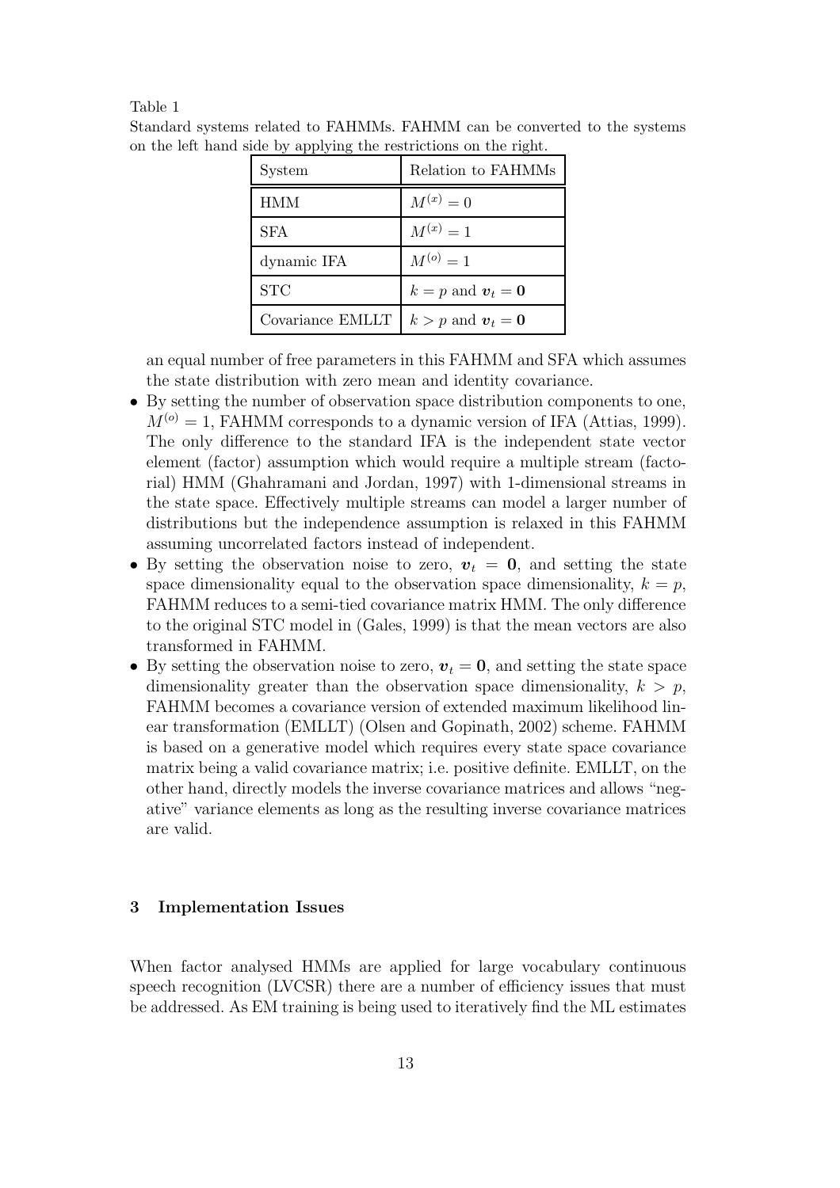Table 1

Standard systems related to FAHMMs. FAHMM can be converted to the systems on the left hand side by applying the restrictions on the right.

| System | Relation to FAHMMs |
|---|---|
| HMM | $M^{(x)} = 0$ |
| SFA | $M^{(x)} = 1$ |
| dynamic IFA | $M^{(o)} = 1$ |
| STC | $k = p$ and $\boldsymbol{v}_t = \mathbf{0}$ |
| Covariance EMLLT | $k > p$ and $\boldsymbol{v}_t = \mathbf{0}$ |

an equal number of free parameters in this FAHMM and SFA which assumes the state distribution with zero mean and identity covariance.

- By setting the number of observation space distribution components to one, $M^{(o)} = 1$, FAHMM corresponds to a dynamic version of IFA (Attias, 1999). The only difference to the standard IFA is the independent state vector element (factor) assumption which would require a multiple stream (factorial) HMM (Ghahramani and Jordan, 1997) with 1-dimensional streams in the state space. Effectively multiple streams can model a larger number of distributions but the independence assumption is relaxed in this FAHMM assuming uncorrelated factors instead of independent.
- By setting the observation noise to zero, $\boldsymbol{v}_t = \mathbf{0}$, and setting the state space dimensionality equal to the observation space dimensionality, $k = p$, FAHMM reduces to a semi-tied covariance matrix HMM. The only difference to the original STC model in (Gales, 1999) is that the mean vectors are also transformed in FAHMM.
- By setting the observation noise to zero, $\boldsymbol{v}_t = \mathbf{0}$, and setting the state space dimensionality greater than the observation space dimensionality, $k > p$, FAHMM becomes a covariance version of extended maximum likelihood linear transformation (EMLLT) (Olsen and Gopinath, 2002) scheme. FAHMM is based on a generative model which requires every state space covariance matrix being a valid covariance matrix; i.e. positive definite. EMLLT, on the other hand, directly models the inverse covariance matrices and allows "negative" variance elements as long as the resulting inverse covariance matrices are valid.

## 3 Implementation Issues

When factor analysed HMMs are applied for large vocabulary continuous speech recognition (LVCSR) there are a number of efficiency issues that must be addressed. As EM training is being used to iteratively find the ML estimates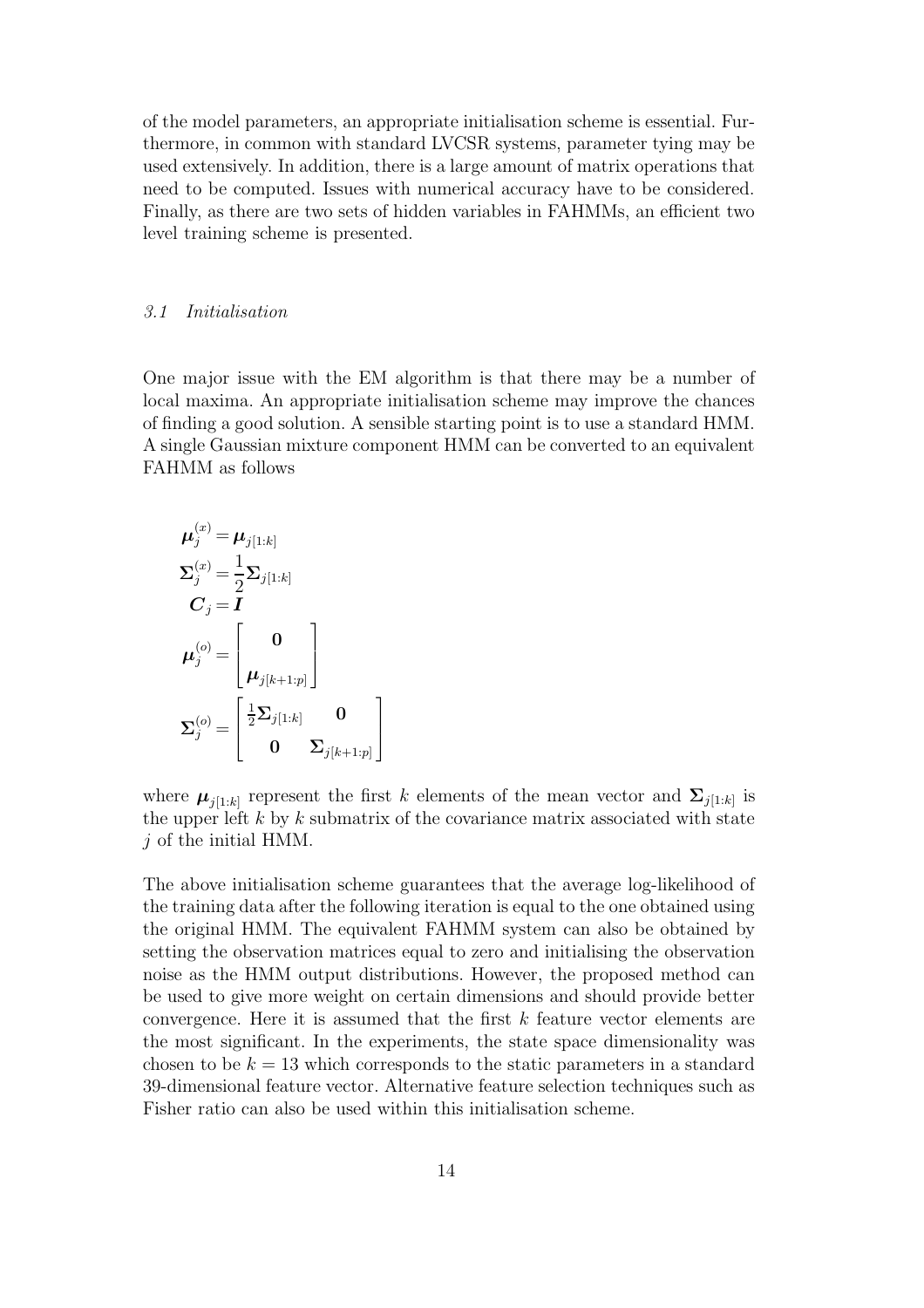of the model parameters, an appropriate initialisation scheme is essential. Furthermore, in common with standard LVCSR systems, parameter tying may be used extensively. In addition, there is a large amount of matrix operations that need to be computed. Issues with numerical accuracy have to be considered. Finally, as there are two sets of hidden variables in FAHMMs, an efficient two level training scheme is presented.

### *3.1 Initialisation*

One major issue with the EM algorithm is that there may be a number of local maxima. An appropriate initialisation scheme may improve the chances of finding a good solution. A sensible starting point is to use a standard HMM. A single Gaussian mixture component HMM can be converted to an equivalent FAHMM as follows

$$
\begin{aligned}
\boldsymbol{\mu}_j^{(x)} &= \boldsymbol{\mu}_{j[1:k]} \\
\boldsymbol{\Sigma}_j^{(x)} &= \frac{1}{2}\boldsymbol{\Sigma}_{j[1:k]} \\
\boldsymbol{C}_j &= \boldsymbol{I} \\
\boldsymbol{\mu}_j^{(o)} &= \begin{bmatrix} \mathbf{0} \\ \boldsymbol{\mu}_{j[k+1:p]} \end{bmatrix} \\
\boldsymbol{\Sigma}_j^{(o)} &= \begin{bmatrix} \frac{1}{2}\boldsymbol{\Sigma}_{j[1:k]} & \mathbf{0} \\ \mathbf{0} & \boldsymbol{\Sigma}_{j[k+1:p]} \end{bmatrix}
\end{aligned}
$$

where $\boldsymbol{\mu}_{j[1:k]}$ represent the first $k$ elements of the mean vector and $\boldsymbol{\Sigma}_{j[1:k]}$ is the upper left $k$ by $k$ submatrix of the covariance matrix associated with state $j$ of the initial HMM.

The above initialisation scheme guarantees that the average log-likelihood of the training data after the following iteration is equal to the one obtained using the original HMM. The equivalent FAHMM system can also be obtained by setting the observation matrices equal to zero and initialising the observation noise as the HMM output distributions. However, the proposed method can be used to give more weight on certain dimensions and should provide better convergence. Here it is assumed that the first $k$ feature vector elements are the most significant. In the experiments, the state space dimensionality was chosen to be $k = 13$ which corresponds to the static parameters in a standard 39-dimensional feature vector. Alternative feature selection techniques such as Fisher ratio can also be used within this initialisation scheme.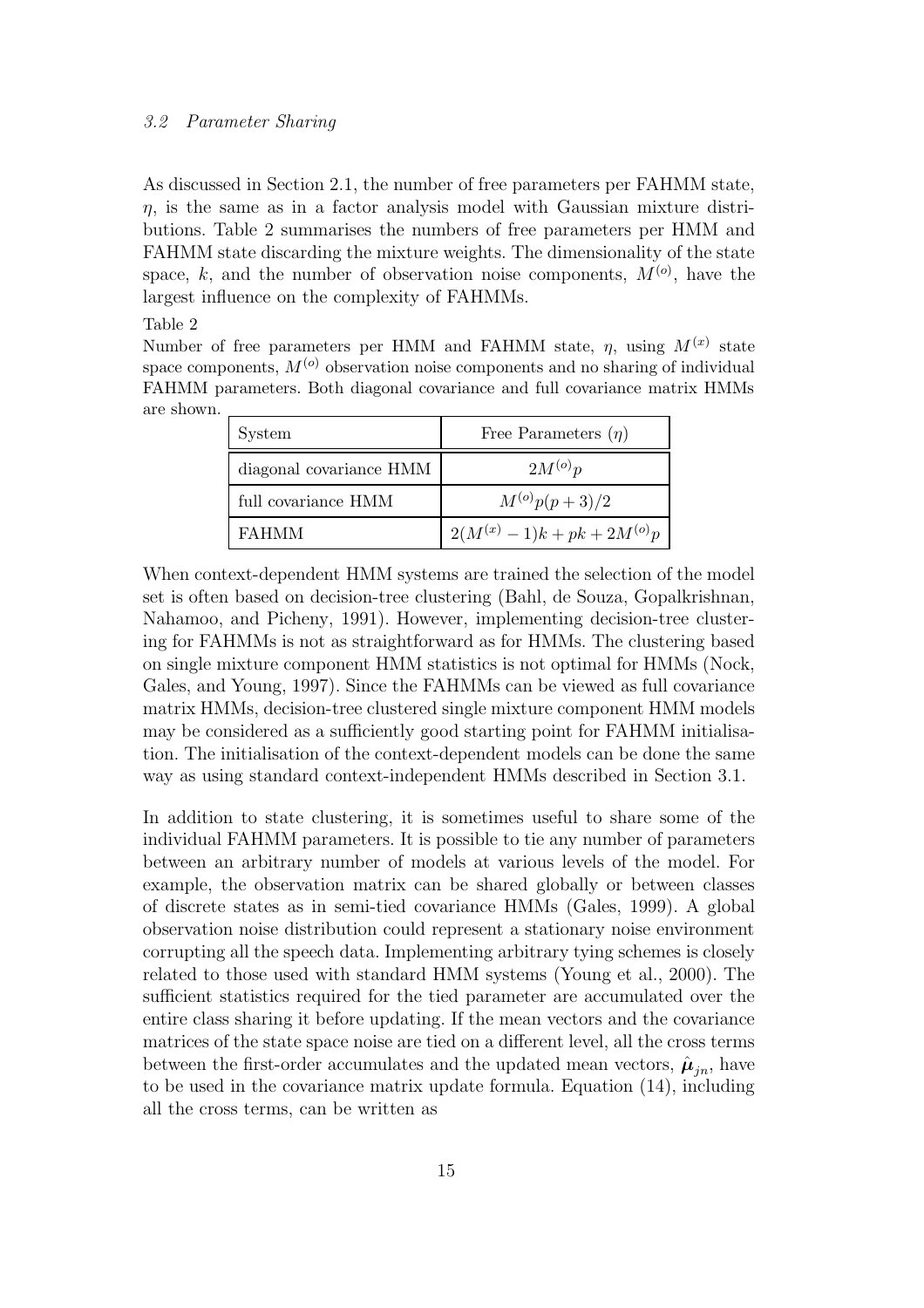### 3.2 Parameter Sharing

As discussed in Section 2.1, the number of free parameters per FAHMM state, $\eta$, is the same as in a factor analysis model with Gaussian mixture distributions. Table 2 summarises the numbers of free parameters per HMM and FAHMM state discarding the mixture weights. The dimensionality of the state space, $k$, and the number of observation noise components, $M^{(o)}$, have the largest influence on the complexity of FAHMMs.

Table 2

Number of free parameters per HMM and FAHMM state, $\eta$, using $M^{(x)}$ state space components, $M^{(o)}$ observation noise components and no sharing of individual FAHMM parameters. Both diagonal covariance and full covariance matrix HMMs are shown.

| System | Free Parameters ($\eta$) |
|---|---|
| diagonal covariance HMM | $2M^{(o)}p$ |
| full covariance HMM | $M^{(o)}p(p+3)/2$ |
| FAHMM | $2(M^{(x)}-1)k + pk + 2M^{(o)}p$ |

When context-dependent HMM systems are trained the selection of the model set is often based on decision-tree clustering (Bahl, de Souza, Gopalkrishnan, Nahamoo, and Picheny, 1991). However, implementing decision-tree clustering for FAHMMs is not as straightforward as for HMMs. The clustering based on single mixture component HMM statistics is not optimal for HMMs (Nock, Gales, and Young, 1997). Since the FAHMMs can be viewed as full covariance matrix HMMs, decision-tree clustered single mixture component HMM models may be considered as a sufficiently good starting point for FAHMM initialisation. The initialisation of the context-dependent models can be done the same way as using standard context-independent HMMs described in Section 3.1.

In addition to state clustering, it is sometimes useful to share some of the individual FAHMM parameters. It is possible to tie any number of parameters between an arbitrary number of models at various levels of the model. For example, the observation matrix can be shared globally or between classes of discrete states as in semi-tied covariance HMMs (Gales, 1999). A global observation noise distribution could represent a stationary noise environment corrupting all the speech data. Implementing arbitrary tying schemes is closely related to those used with standard HMM systems (Young et al., 2000). The sufficient statistics required for the tied parameter are accumulated over the entire class sharing it before updating. If the mean vectors and the covariance matrices of the state space noise are tied on a different level, all the cross terms between the first-order accumulates and the updated mean vectors, $\hat{\boldsymbol{\mu}}_{jn}$, have to be used in the covariance matrix update formula. Equation (14), including all the cross terms, can be written as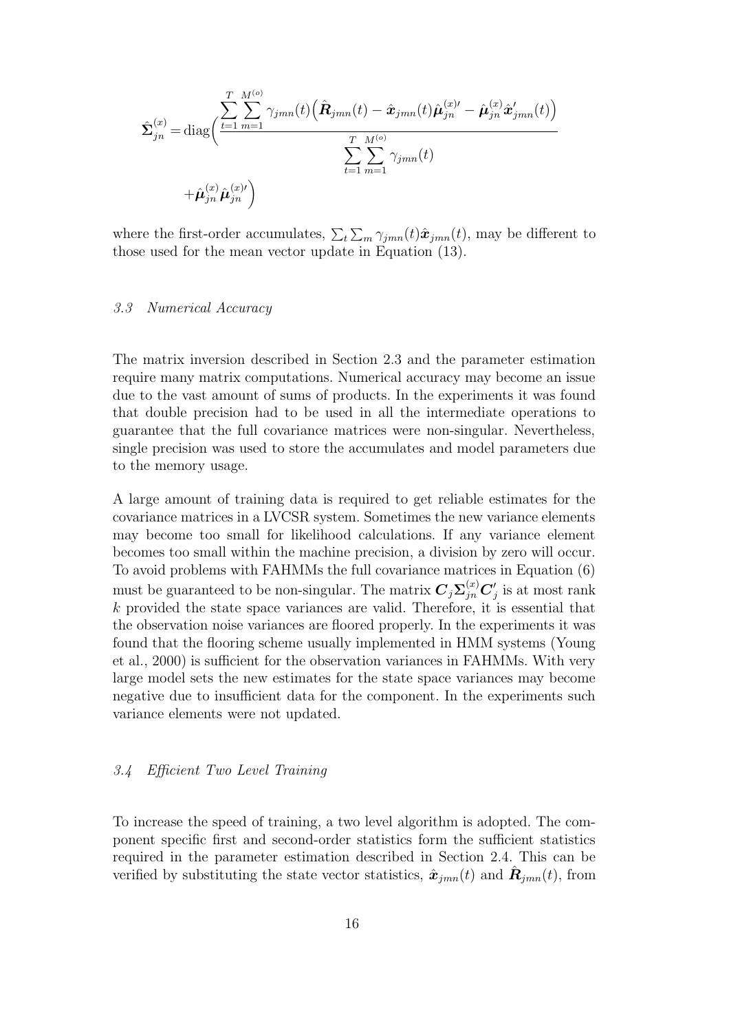$$\hat{\boldsymbol{\Sigma}}_{jn}^{(x)} = \text{diag}\Bigg( \frac{\sum_{t=1}^{T} \sum_{m=1}^{M^{(o)}} \gamma_{jmn}(t) \Big( \hat{\boldsymbol{R}}_{jmn}(t) - \hat{\boldsymbol{x}}_{jmn}(t) \hat{\boldsymbol{\mu}}_{jn}^{(x)\prime} - \hat{\boldsymbol{\mu}}_{jn}^{(x)} \hat{\boldsymbol{x}}_{jmn}'(t) \Big)}{\sum_{t=1}^{T} \sum_{m=1}^{M^{(o)}} \gamma_{jmn}(t)} + \hat{\boldsymbol{\mu}}_{jn}^{(x)} \hat{\boldsymbol{\mu}}_{jn}^{(x)\prime} \Bigg)$$

where the first-order accumulates, $\sum_t \sum_m \gamma_{jmn}(t) \hat{\boldsymbol{x}}_{jmn}(t)$, may be different to those used for the mean vector update in Equation (13).

### *3.3 Numerical Accuracy*

The matrix inversion described in Section 2.3 and the parameter estimation require many matrix computations. Numerical accuracy may become an issue due to the vast amount of sums of products. In the experiments it was found that double precision had to be used in all the intermediate operations to guarantee that the full covariance matrices were non-singular. Nevertheless, single precision was used to store the accumulates and model parameters due to the memory usage.

A large amount of training data is required to get reliable estimates for the covariance matrices in a LVCSR system. Sometimes the new variance elements may become too small for likelihood calculations. If any variance element becomes too small within the machine precision, a division by zero will occur. To avoid problems with FAHMMs the full covariance matrices in Equation (6) must be guaranteed to be non-singular. The matrix $\boldsymbol{C}_j \boldsymbol{\Sigma}_{jn}^{(x)} \boldsymbol{C}_j'$ is at most rank $k$ provided the state space variances are valid. Therefore, it is essential that the observation noise variances are floored properly. In the experiments it was found that the flooring scheme usually implemented in HMM systems (Young et al., 2000) is sufficient for the observation variances in FAHMMs. With very large model sets the new estimates for the state space variances may become negative due to insufficient data for the component. In the experiments such variance elements were not updated.

### *3.4 Efficient Two Level Training*

To increase the speed of training, a two level algorithm is adopted. The component specific first and second-order statistics form the sufficient statistics required in the parameter estimation described in Section 2.4. This can be verified by substituting the state vector statistics, $\hat{\boldsymbol{x}}_{jmn}(t)$ and $\hat{\boldsymbol{R}}_{jmn}(t)$, from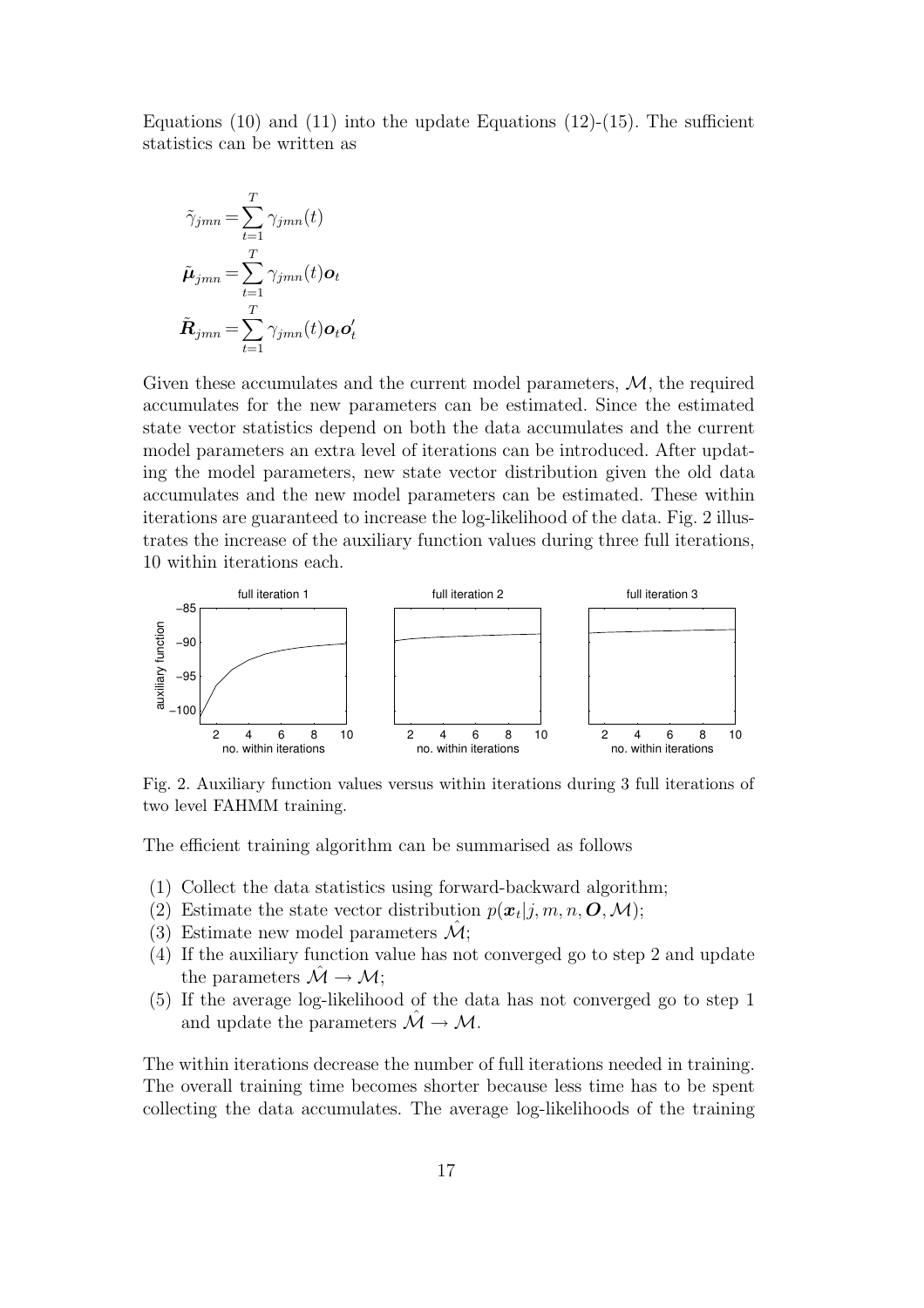Equations (10) and (11) into the update Equations (12)-(15). The sufficient statistics can be written as

$$
\begin{aligned}
\tilde{\gamma}_{jmn} &= \sum_{t=1}^{T} \gamma_{jmn}(t) \\
\tilde{\boldsymbol{\mu}}_{jmn} &= \sum_{t=1}^{T} \gamma_{jmn}(t) \boldsymbol{o}_t \\
\tilde{\boldsymbol{R}}_{jmn} &= \sum_{t=1}^{T} \gamma_{jmn}(t) \boldsymbol{o}_t \boldsymbol{o}_t'
\end{aligned}
$$

Given these accumulates and the current model parameters, $\mathcal{M}$, the required accumulates for the new parameters can be estimated. Since the estimated state vector statistics depend on both the data accumulates and the current model parameters an extra level of iterations can be introduced. After updating the model parameters, new state vector distribution given the old data accumulates and the new model parameters can be estimated. These within iterations are guaranteed to increase the log-likelihood of the data. Fig. 2 illustrates the increase of the auxiliary function values during three full iterations, 10 within iterations each.

Fig. 2. Auxiliary function values versus within iterations during 3 full iterations of two level FAHMM training.

The efficient training algorithm can be summarised as follows

(1) Collect the data statistics using forward-backward algorithm;
(2) Estimate the state vector distribution $p(\boldsymbol{x}_t | j, m, n, \boldsymbol{O}, \mathcal{M})$;
(3) Estimate new model parameters $\hat{\mathcal{M}}$;
(4) If the auxiliary function value has not converged go to step 2 and update the parameters $\hat{\mathcal{M}} \rightarrow \mathcal{M}$;
(5) If the average log-likelihood of the data has not converged go to step 1 and update the parameters $\hat{\mathcal{M}} \rightarrow \mathcal{M}$.

The within iterations decrease the number of full iterations needed in training. The overall training time becomes shorter because less time has to be spent collecting the data accumulates. The average log-likelihoods of the training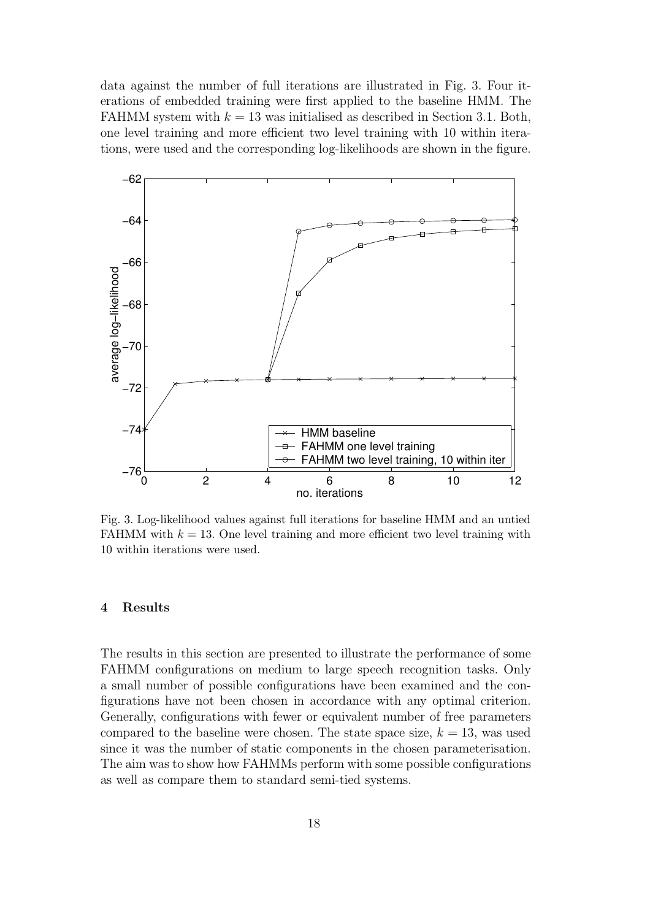data against the number of full iterations are illustrated in Fig. 3. Four iterations of embedded training were first applied to the baseline HMM. The FAHMM system with $k = 13$ was initialised as described in Section 3.1. Both, one level training and more efficient two level training with 10 within iterations, were used and the corresponding log-likelihoods are shown in the figure.

Fig. 3. Log-likelihood values against full iterations for baseline HMM and an untied FAHMM with $k = 13$. One level training and more efficient two level training with 10 within iterations were used.

## 4 Results

The results in this section are presented to illustrate the performance of some FAHMM configurations on medium to large speech recognition tasks. Only a small number of possible configurations have been examined and the configurations have not been chosen in accordance with any optimal criterion. Generally, configurations with fewer or equivalent number of free parameters compared to the baseline were chosen. The state space size, $k = 13$, was used since it was the number of static components in the chosen parameterisation. The aim was to show how FAHMMs perform with some possible configurations as well as compare them to standard semi-tied systems.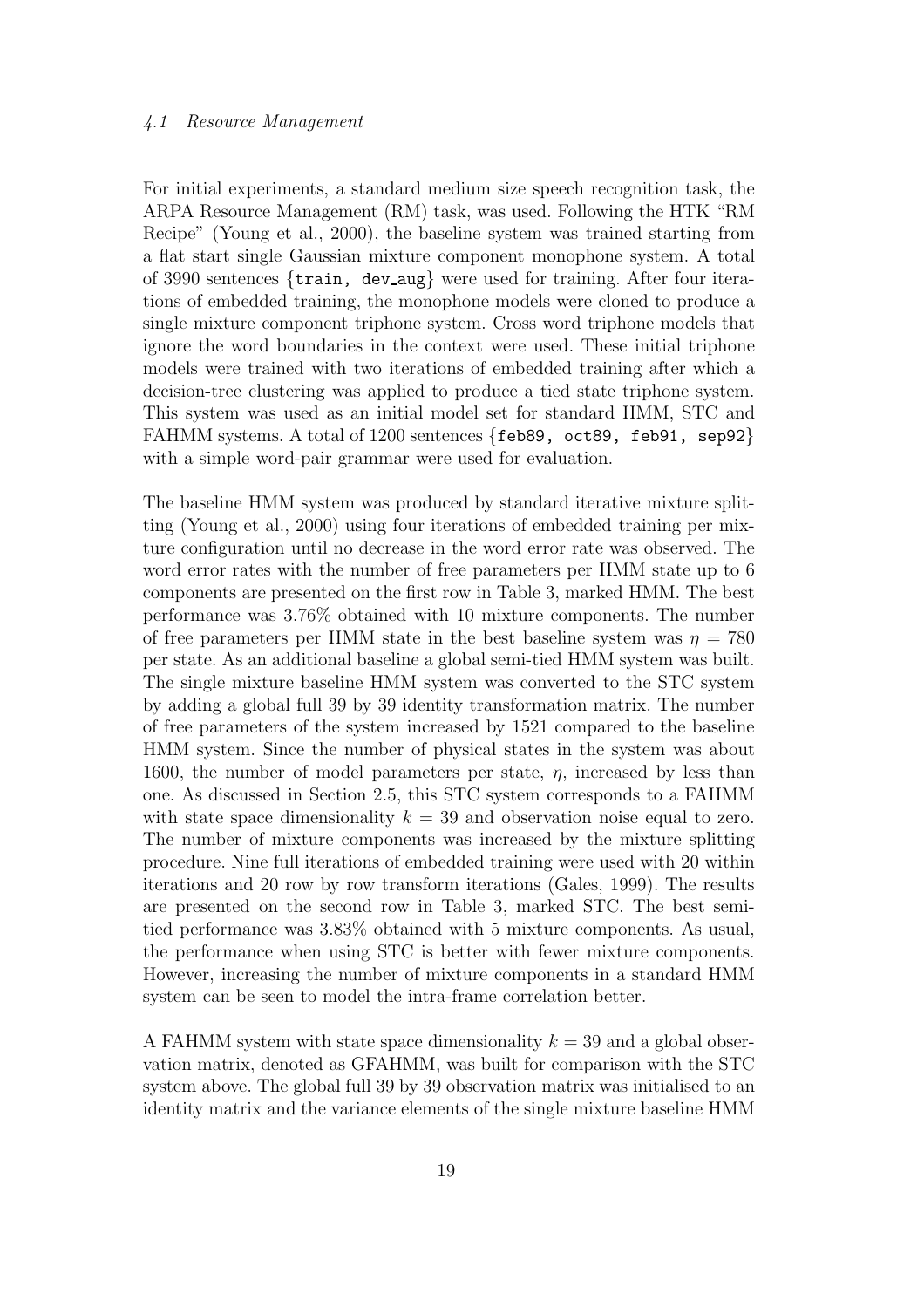### *4.1 Resource Management*

For initial experiments, a standard medium size speech recognition task, the ARPA Resource Management (RM) task, was used. Following the HTK "RM Recipe" (Young et al., 2000), the baseline system was trained starting from a flat start single Gaussian mixture component monophone system. A total of 3990 sentences {`train, dev_aug`} were used for training. After four iterations of embedded training, the monophone models were cloned to produce a single mixture component triphone system. Cross word triphone models that ignore the word boundaries in the context were used. These initial triphone models were trained with two iterations of embedded training after which a decision-tree clustering was applied to produce a tied state triphone system. This system was used as an initial model set for standard HMM, STC and FAHMM systems. A total of 1200 sentences {`feb89, oct89, feb91, sep92`} with a simple word-pair grammar were used for evaluation.

The baseline HMM system was produced by standard iterative mixture splitting (Young et al., 2000) using four iterations of embedded training per mixture configuration until no decrease in the word error rate was observed. The word error rates with the number of free parameters per HMM state up to 6 components are presented on the first row in Table 3, marked HMM. The best performance was 3.76% obtained with 10 mixture components. The number of free parameters per HMM state in the best baseline system was $\eta = 780$ per state. As an additional baseline a global semi-tied HMM system was built. The single mixture baseline HMM system was converted to the STC system by adding a global full 39 by 39 identity transformation matrix. The number of free parameters of the system increased by 1521 compared to the baseline HMM system. Since the number of physical states in the system was about 1600, the number of model parameters per state, $\eta$, increased by less than one. As discussed in Section 2.5, this STC system corresponds to a FAHMM with state space dimensionality $k = 39$ and observation noise equal to zero. The number of mixture components was increased by the mixture splitting procedure. Nine full iterations of embedded training were used with 20 within iterations and 20 row by row transform iterations (Gales, 1999). The results are presented on the second row in Table 3, marked STC. The best semi-tied performance was 3.83% obtained with 5 mixture components. As usual, the performance when using STC is better with fewer mixture components. However, increasing the number of mixture components in a standard HMM system can be seen to model the intra-frame correlation better.

A FAHMM system with state space dimensionality $k = 39$ and a global observation matrix, denoted as GFAHMM, was built for comparison with the STC system above. The global full 39 by 39 observation matrix was initialised to an identity matrix and the variance elements of the single mixture baseline HMM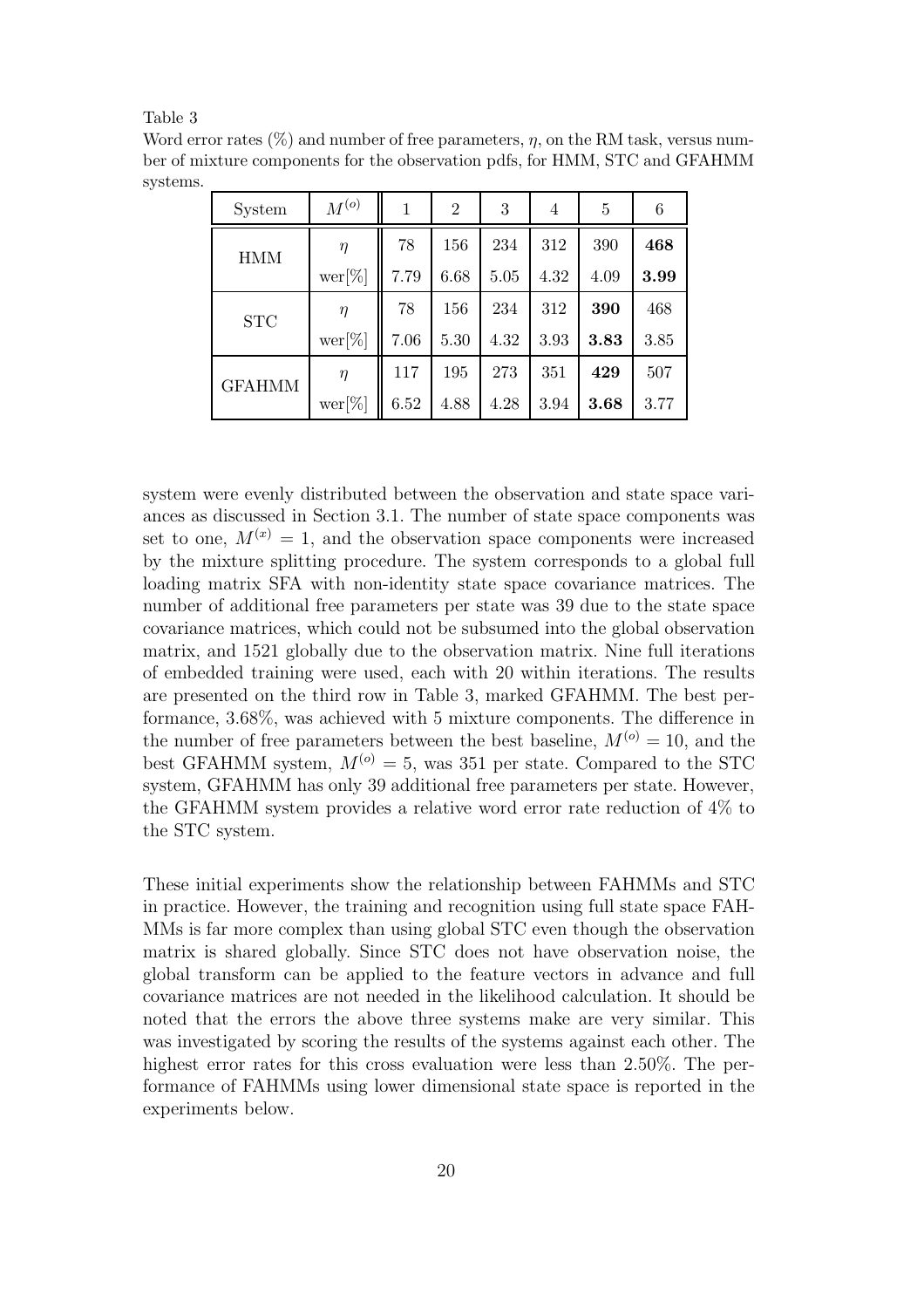Table 3
Word error rates (%) and number of free parameters, $\eta$, on the RM task, versus number of mixture components for the observation pdfs, for HMM, STC and GFAHMM systems.

| System | $M^{(o)}$ | 1 | 2 | 3 | 4 | 5 | 6 |
|---|---|---|---|---|---|---|---|
| HMM | $\eta$ | 78 | 156 | 234 | 312 | 390 | **468** |
| | wer[%] | 7.79 | 6.68 | 5.05 | 4.32 | 4.09 | **3.99** |
| STC | $\eta$ | 78 | 156 | 234 | 312 | **390** | 468 |
| | wer[%] | 7.06 | 5.30 | 4.32 | 3.93 | **3.83** | 3.85 |
| GFAHMM | $\eta$ | 117 | 195 | 273 | 351 | **429** | 507 |
| | wer[%] | 6.52 | 4.88 | 4.28 | 3.94 | **3.68** | 3.77 |

system were evenly distributed between the observation and state space variances as discussed in Section 3.1. The number of state space components was set to one, $M^{(x)} = 1$, and the observation space components were increased by the mixture splitting procedure. The system corresponds to a global full loading matrix SFA with non-identity state space covariance matrices. The number of additional free parameters per state was 39 due to the state space covariance matrices, which could not be subsumed into the global observation matrix, and 1521 globally due to the observation matrix. Nine full iterations of embedded training were used, each with 20 within iterations. The results are presented on the third row in Table 3, marked GFAHMM. The best performance, 3.68%, was achieved with 5 mixture components. The difference in the number of free parameters between the best baseline, $M^{(o)} = 10$, and the best GFAHMM system, $M^{(o)} = 5$, was 351 per state. Compared to the STC system, GFAHMM has only 39 additional free parameters per state. However, the GFAHMM system provides a relative word error rate reduction of 4% to the STC system.

These initial experiments show the relationship between FAHMMs and STC in practice. However, the training and recognition using full state space FAHMMs is far more complex than using global STC even though the observation matrix is shared globally. Since STC does not have observation noise, the global transform can be applied to the feature vectors in advance and full covariance matrices are not needed in the likelihood calculation. It should be noted that the errors the above three systems make are very similar. This was investigated by scoring the results of the systems against each other. The highest error rates for this cross evaluation were less than 2.50%. The performance of FAHMMs using lower dimensional state space is reported in the experiments below.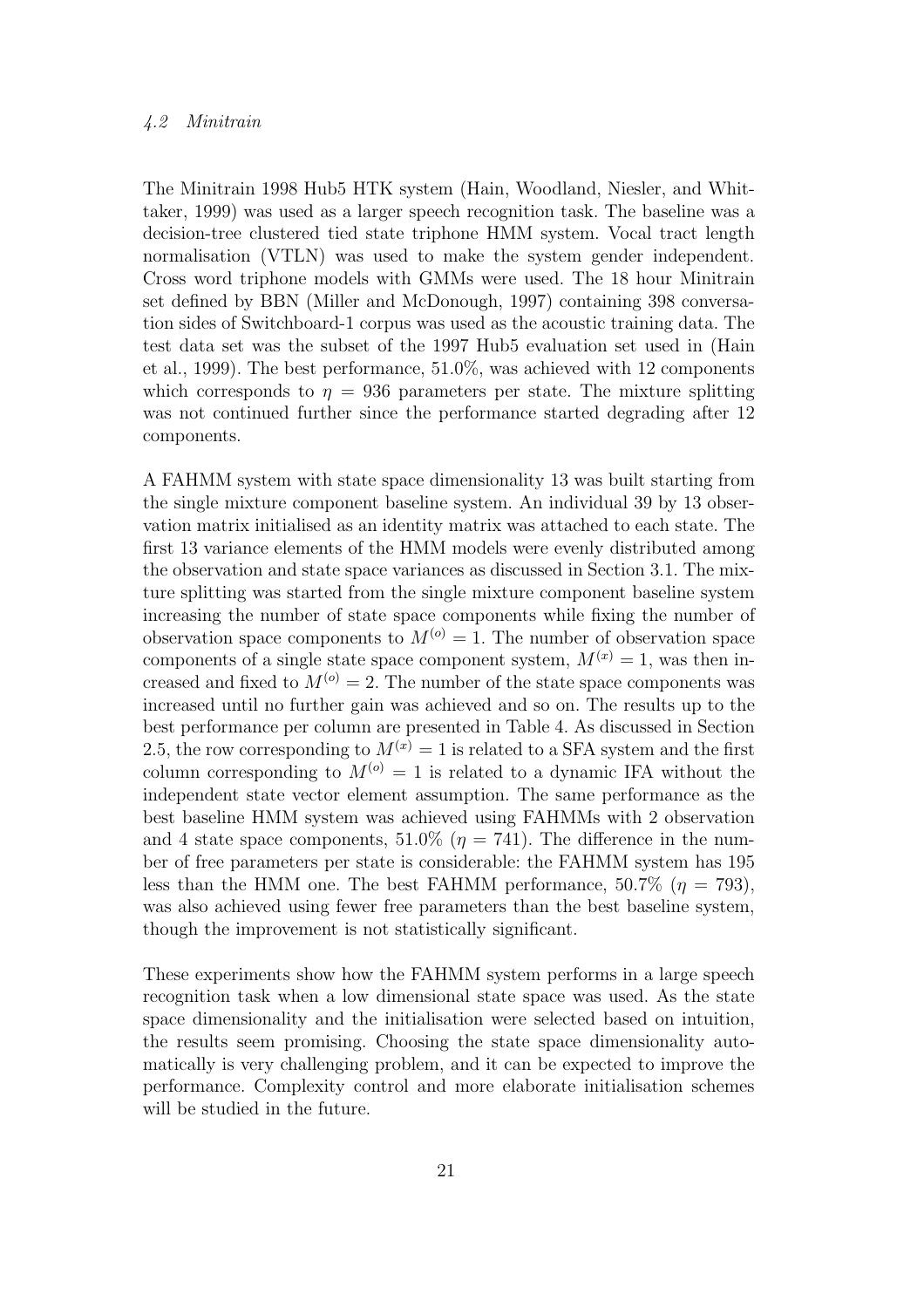### 4.2 Minitrain

The Minitrain 1998 Hub5 HTK system (Hain, Woodland, Niesler, and Whittaker, 1999) was used as a larger speech recognition task. The baseline was a decision-tree clustered tied state triphone HMM system. Vocal tract length normalisation (VTLN) was used to make the system gender independent. Cross word triphone models with GMMs were used. The 18 hour Minitrain set defined by BBN (Miller and McDonough, 1997) containing 398 conversation sides of Switchboard-1 corpus was used as the acoustic training data. The test data set was the subset of the 1997 Hub5 evaluation set used in (Hain et al., 1999). The best performance, 51.0%, was achieved with 12 components which corresponds to $\eta = 936$ parameters per state. The mixture splitting was not continued further since the performance started degrading after 12 components.

A FAHMM system with state space dimensionality 13 was built starting from the single mixture component baseline system. An individual 39 by 13 observation matrix initialised as an identity matrix was attached to each state. The first 13 variance elements of the HMM models were evenly distributed among the observation and state space variances as discussed in Section 3.1. The mixture splitting was started from the single mixture component baseline system increasing the number of state space components while fixing the number of observation space components to $M^{(o)} = 1$. The number of observation space components of a single state space component system, $M^{(x)} = 1$, was then increased and fixed to $M^{(o)} = 2$. The number of the state space components was increased until no further gain was achieved and so on. The results up to the best performance per column are presented in Table 4. As discussed in Section 2.5, the row corresponding to $M^{(x)} = 1$ is related to a SFA system and the first column corresponding to $M^{(o)} = 1$ is related to a dynamic IFA without the independent state vector element assumption. The same performance as the best baseline HMM system was achieved using FAHMMs with 2 observation and 4 state space components, 51.0% ($\eta = 741$). The difference in the number of free parameters per state is considerable: the FAHMM system has 195 less than the HMM one. The best FAHMM performance, 50.7% ($\eta = 793$), was also achieved using fewer free parameters than the best baseline system, though the improvement is not statistically significant.

These experiments show how the FAHMM system performs in a large speech recognition task when a low dimensional state space was used. As the state space dimensionality and the initialisation were selected based on intuition, the results seem promising. Choosing the state space dimensionality automatically is very challenging problem, and it can be expected to improve the performance. Complexity control and more elaborate initialisation schemes will be studied in the future.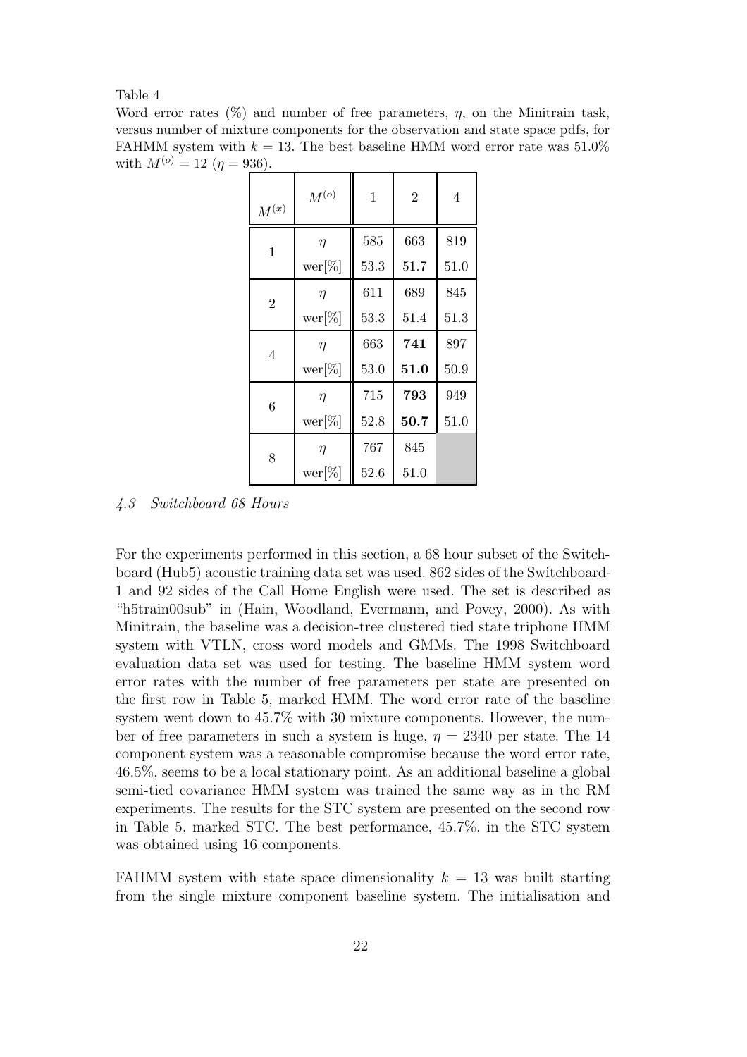Table 4

Word error rates (%) and number of free parameters, $\eta$, on the Minitrain task, versus number of mixture components for the observation and state space pdfs, for FAHMM system with $k = 13$. The best baseline HMM word error rate was 51.0% with $M^{(o)} = 12$ ($\eta = 936$).

| $M^{(x)}$ | $M^{(o)}$ | 1 | 2 | 4 |
|---|---|---|---|---|
| 1 | $\eta$ | 585 | 663 | 819 |
| | wer[%] | 53.3 | 51.7 | 51.0 |
| 2 | $\eta$ | 611 | 689 | 845 |
| | wer[%] | 53.3 | 51.4 | 51.3 |
| 4 | $\eta$ | 663 | **741** | 897 |
| | wer[%] | 53.0 | **51.0** | 50.9 |
| 6 | $\eta$ | 715 | **793** | 949 |
| | wer[%] | 52.8 | **50.7** | 51.0 |
| 8 | $\eta$ | 767 | 845 | |
| | wer[%] | 52.6 | 51.0 | |

### *4.3 Switchboard 68 Hours*

For the experiments performed in this section, a 68 hour subset of the Switchboard (Hub5) acoustic training data set was used. 862 sides of the Switchboard-1 and 92 sides of the Call Home English were used. The set is described as "h5train00sub" in (Hain, Woodland, Evermann, and Povey, 2000). As with Minitrain, the baseline was a decision-tree clustered tied state triphone HMM system with VTLN, cross word models and GMMs. The 1998 Switchboard evaluation data set was used for testing. The baseline HMM system word error rates with the number of free parameters per state are presented on the first row in Table 5, marked HMM. The word error rate of the baseline system went down to 45.7% with 30 mixture components. However, the number of free parameters in such a system is huge, $\eta = 2340$ per state. The 14 component system was a reasonable compromise because the word error rate, 46.5%, seems to be a local stationary point. As an additional baseline a global semi-tied covariance HMM system was trained the same way as in the RM experiments. The results for the STC system are presented on the second row in Table 5, marked STC. The best performance, 45.7%, in the STC system was obtained using 16 components.

FAHMM system with state space dimensionality $k = 13$ was built starting from the single mixture component baseline system. The initialisation and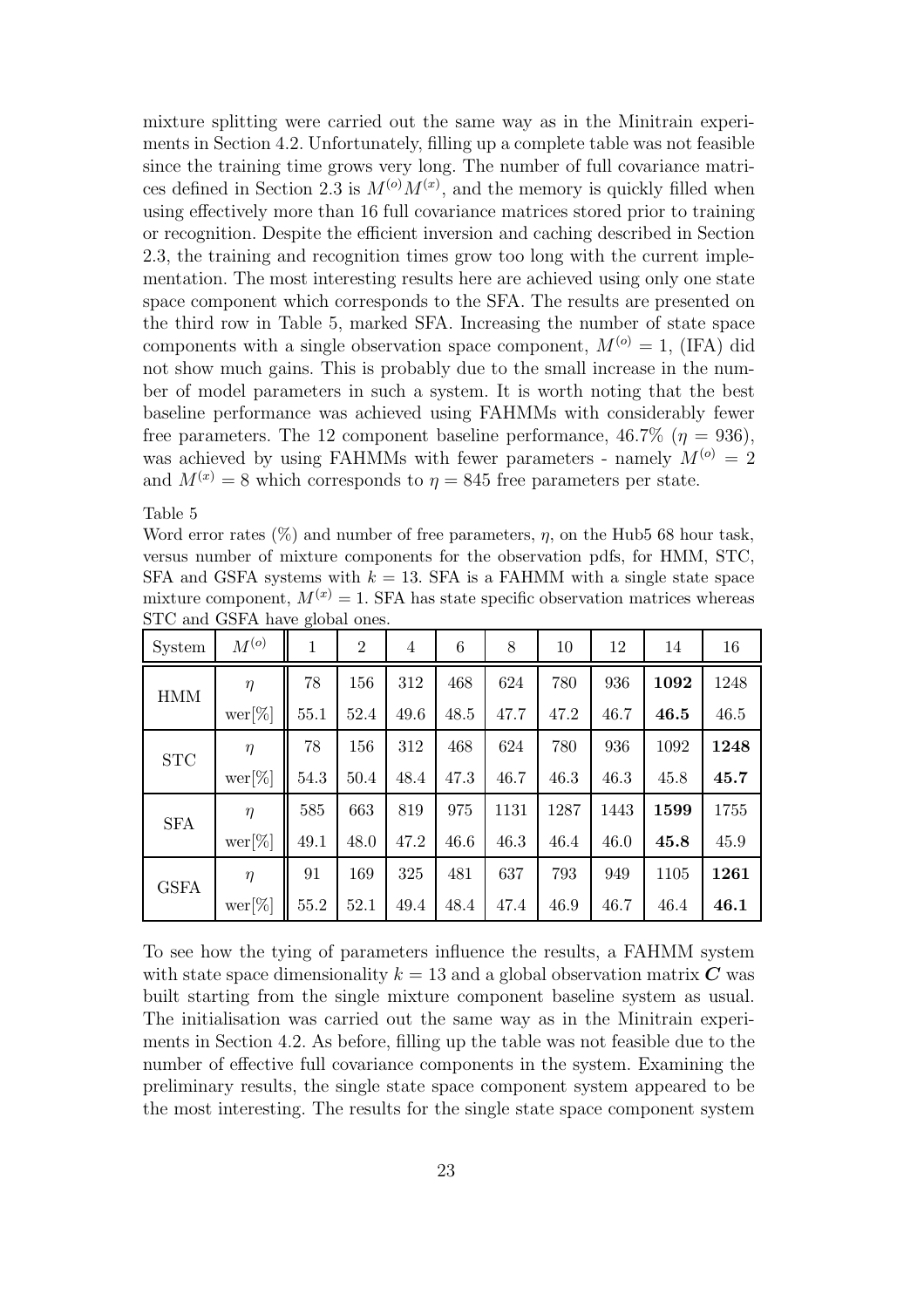mixture splitting were carried out the same way as in the Minitrain experiments in Section 4.2. Unfortunately, filling up a complete table was not feasible since the training time grows very long. The number of full covariance matrices defined in Section 2.3 is $M^{(o)}M^{(x)}$, and the memory is quickly filled when using effectively more than 16 full covariance matrices stored prior to training or recognition. Despite the efficient inversion and caching described in Section 2.3, the training and recognition times grow too long with the current implementation. The most interesting results here are achieved using only one state space component which corresponds to the SFA. The results are presented on the third row in Table 5, marked SFA. Increasing the number of state space components with a single observation space component, $M^{(o)} = 1$, (IFA) did not show much gains. This is probably due to the small increase in the number of model parameters in such a system. It is worth noting that the best baseline performance was achieved using FAHMMs with considerably fewer free parameters. The 12 component baseline performance, 46.7% ($\eta = 936$), was achieved by using FAHMMs with fewer parameters - namely $M^{(o)} = 2$ and $M^{(x)} = 8$ which corresponds to $\eta = 845$ free parameters per state.

Table 5

Word error rates (%) and number of free parameters, $\eta$, on the Hub5 68 hour task, versus number of mixture components for the observation pdfs, for HMM, STC, SFA and GSFA systems with $k = 13$. SFA is a FAHMM with a single state space mixture component, $M^{(x)} = 1$. SFA has state specific observation matrices whereas STC and GSFA have global ones.

| System | $M^{(o)}$ | 1 | 2 | 4 | 6 | 8 | 10 | 12 | 14 | 16 |
|---|---|---|---|---|---|---|---|---|---|---|
| HMM | $\eta$ | 78 | 156 | 312 | 468 | 624 | 780 | 936 | **1092** | 1248 |
| | wer[%] | 55.1 | 52.4 | 49.6 | 48.5 | 47.7 | 47.2 | 46.7 | **46.5** | 46.5 |
| STC | $\eta$ | 78 | 156 | 312 | 468 | 624 | 780 | 936 | 1092 | **1248** |
| | wer[%] | 54.3 | 50.4 | 48.4 | 47.3 | 46.7 | 46.3 | 46.3 | 45.8 | **45.7** |
| SFA | $\eta$ | 585 | 663 | 819 | 975 | 1131 | 1287 | 1443 | **1599** | 1755 |
| | wer[%] | 49.1 | 48.0 | 47.2 | 46.6 | 46.3 | 46.4 | 46.0 | **45.8** | 45.9 |
| GSFA | $\eta$ | 91 | 169 | 325 | 481 | 637 | 793 | 949 | 1105 | **1261** |
| | wer[%] | 55.2 | 52.1 | 49.4 | 48.4 | 47.4 | 46.9 | 46.7 | 46.4 | **46.1** |

To see how the tying of parameters influence the results, a FAHMM system with state space dimensionality $k = 13$ and a global observation matrix $\boldsymbol{C}$ was built starting from the single mixture component baseline system as usual. The initialisation was carried out the same way as in the Minitrain experiments in Section 4.2. As before, filling up the table was not feasible due to the number of effective full covariance components in the system. Examining the preliminary results, the single state space component system appeared to be the most interesting. The results for the single state space component system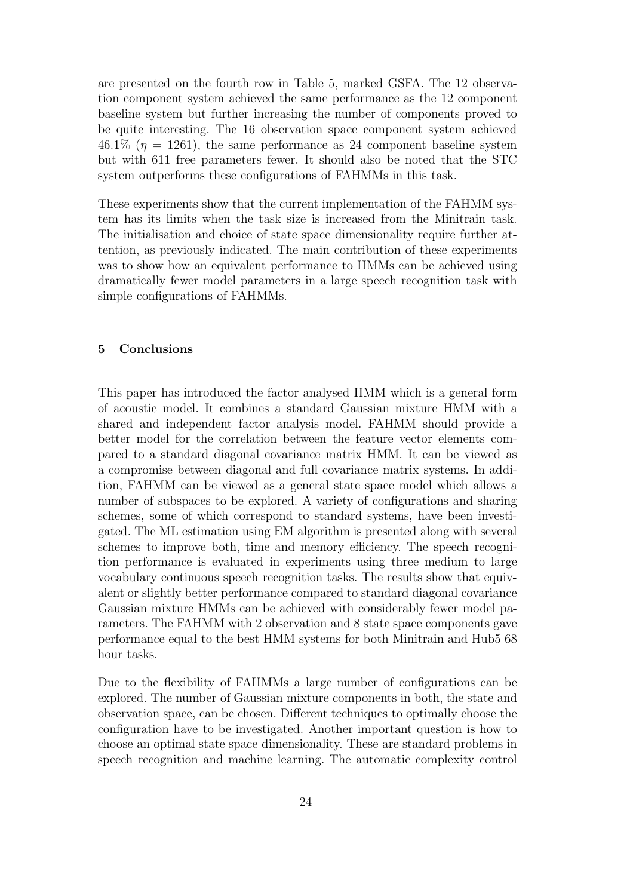are presented on the fourth row in Table 5, marked GSFA. The 12 observation component system achieved the same performance as the 12 component baseline system but further increasing the number of components proved to be quite interesting. The 16 observation space component system achieved 46.1% ($\eta = 1261$), the same performance as 24 component baseline system but with 611 free parameters fewer. It should also be noted that the STC system outperforms these configurations of FAHMMs in this task.

These experiments show that the current implementation of the FAHMM system has its limits when the task size is increased from the Minitrain task. The initialisation and choice of state space dimensionality require further attention, as previously indicated. The main contribution of these experiments was to show how an equivalent performance to HMMs can be achieved using dramatically fewer model parameters in a large speech recognition task with simple configurations of FAHMMs.

## 5 Conclusions

This paper has introduced the factor analysed HMM which is a general form of acoustic model. It combines a standard Gaussian mixture HMM with a shared and independent factor analysis model. FAHMM should provide a better model for the correlation between the feature vector elements compared to a standard diagonal covariance matrix HMM. It can be viewed as a compromise between diagonal and full covariance matrix systems. In addition, FAHMM can be viewed as a general state space model which allows a number of subspaces to be explored. A variety of configurations and sharing schemes, some of which correspond to standard systems, have been investigated. The ML estimation using EM algorithm is presented along with several schemes to improve both, time and memory efficiency. The speech recognition performance is evaluated in experiments using three medium to large vocabulary continuous speech recognition tasks. The results show that equivalent or slightly better performance compared to standard diagonal covariance Gaussian mixture HMMs can be achieved with considerably fewer model parameters. The FAHMM with 2 observation and 8 state space components gave performance equal to the best HMM systems for both Minitrain and Hub5 68 hour tasks.

Due to the flexibility of FAHMMs a large number of configurations can be explored. The number of Gaussian mixture components in both, the state and observation space, can be chosen. Different techniques to optimally choose the configuration have to be investigated. Another important question is how to choose an optimal state space dimensionality. These are standard problems in speech recognition and machine learning. The automatic complexity control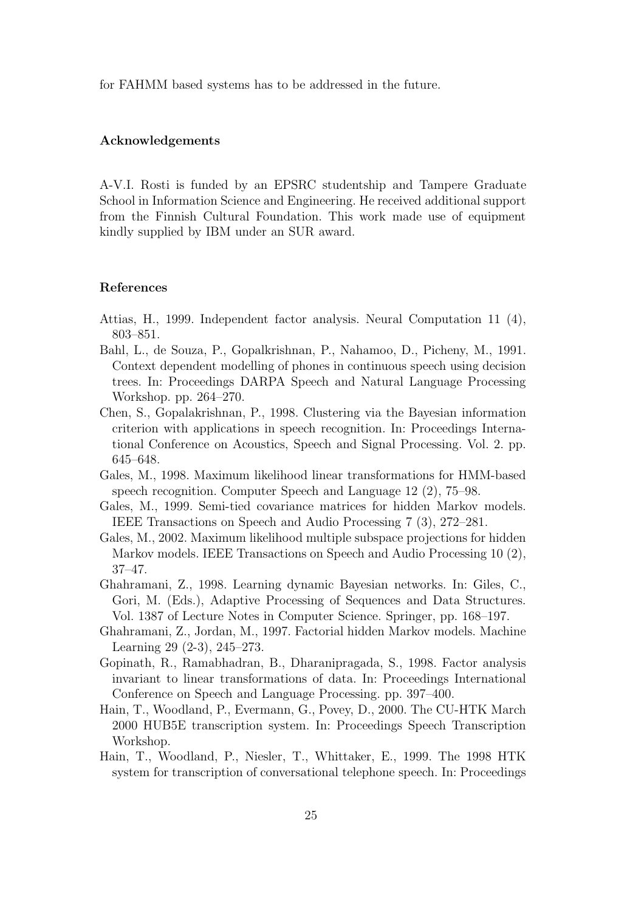for FAHMM based systems has to be addressed in the future.

## Acknowledgements

A-V.I. Rosti is funded by an EPSRC studentship and Tampere Graduate School in Information Science and Engineering. He received additional support from the Finnish Cultural Foundation. This work made use of equipment kindly supplied by IBM under an SUR award.

## References

Attias, H., 1999. Independent factor analysis. Neural Computation 11 (4), 803–851.

Bahl, L., de Souza, P., Gopalkrishnan, P., Nahamoo, D., Picheny, M., 1991. Context dependent modelling of phones in continuous speech using decision trees. In: Proceedings DARPA Speech and Natural Language Processing Workshop. pp. 264–270.

Chen, S., Gopalakrishnan, P., 1998. Clustering via the Bayesian information criterion with applications in speech recognition. In: Proceedings International Conference on Acoustics, Speech and Signal Processing. Vol. 2. pp. 645–648.

Gales, M., 1998. Maximum likelihood linear transformations for HMM-based speech recognition. Computer Speech and Language 12 (2), 75–98.

Gales, M., 1999. Semi-tied covariance matrices for hidden Markov models. IEEE Transactions on Speech and Audio Processing 7 (3), 272–281.

Gales, M., 2002. Maximum likelihood multiple subspace projections for hidden Markov models. IEEE Transactions on Speech and Audio Processing 10 (2), 37–47.

Ghahramani, Z., 1998. Learning dynamic Bayesian networks. In: Giles, C., Gori, M. (Eds.), Adaptive Processing of Sequences and Data Structures. Vol. 1387 of Lecture Notes in Computer Science. Springer, pp. 168–197.

Ghahramani, Z., Jordan, M., 1997. Factorial hidden Markov models. Machine Learning 29 (2-3), 245–273.

Gopinath, R., Ramabhadran, B., Dharanipragada, S., 1998. Factor analysis invariant to linear transformations of data. In: Proceedings International Conference on Speech and Language Processing. pp. 397–400.

Hain, T., Woodland, P., Evermann, G., Povey, D., 2000. The CU-HTK March 2000 HUB5E transcription system. In: Proceedings Speech Transcription Workshop.

Hain, T., Woodland, P., Niesler, T., Whittaker, E., 1999. The 1998 HTK system for transcription of conversational telephone speech. In: Proceedings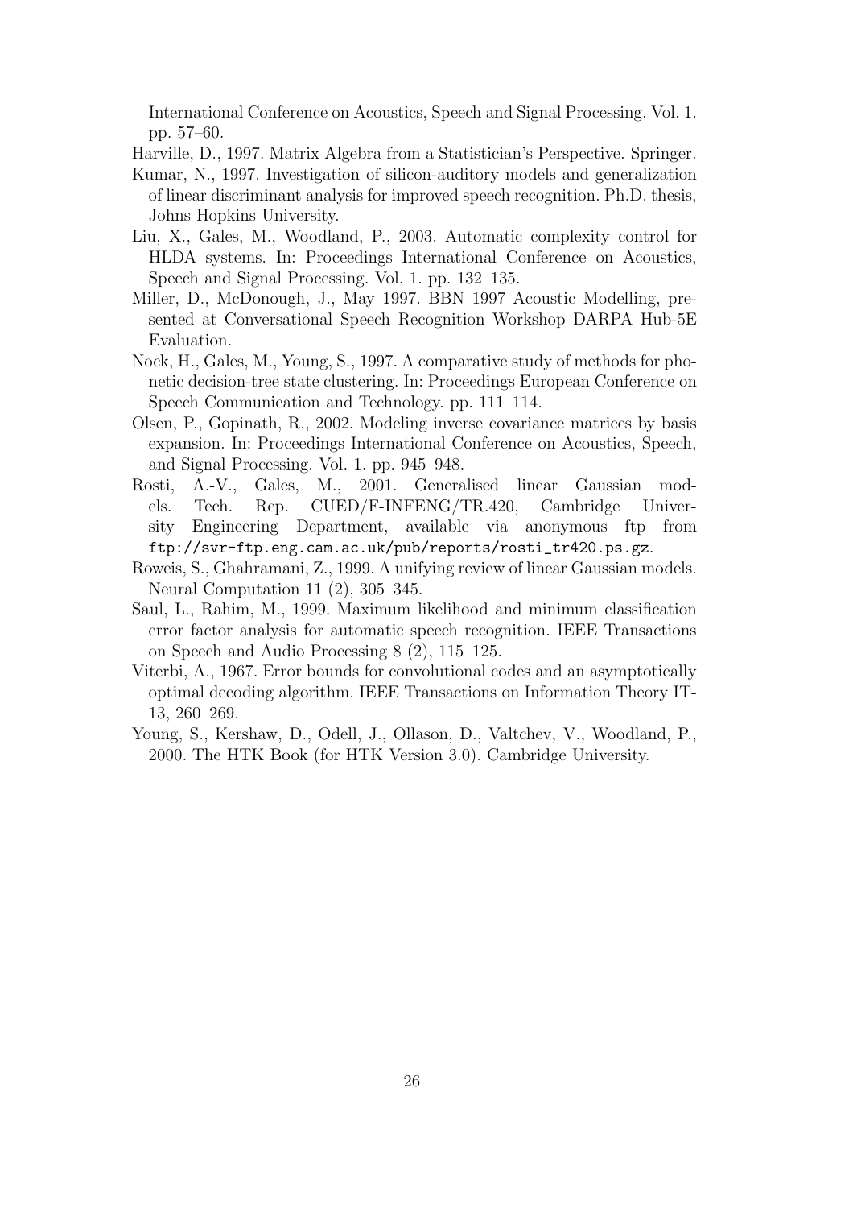International Conference on Acoustics, Speech and Signal Processing. Vol. 1. pp. 57–60.

Harville, D., 1997. Matrix Algebra from a Statistician's Perspective. Springer.

Kumar, N., 1997. Investigation of silicon-auditory models and generalization of linear discriminant analysis for improved speech recognition. Ph.D. thesis, Johns Hopkins University.

Liu, X., Gales, M., Woodland, P., 2003. Automatic complexity control for HLDA systems. In: Proceedings International Conference on Acoustics, Speech and Signal Processing. Vol. 1. pp. 132–135.

Miller, D., McDonough, J., May 1997. BBN 1997 Acoustic Modelling, presented at Conversational Speech Recognition Workshop DARPA Hub-5E Evaluation.

Nock, H., Gales, M., Young, S., 1997. A comparative study of methods for phonetic decision-tree state clustering. In: Proceedings European Conference on Speech Communication and Technology. pp. 111–114.

Olsen, P., Gopinath, R., 2002. Modeling inverse covariance matrices by basis expansion. In: Proceedings International Conference on Acoustics, Speech, and Signal Processing. Vol. 1. pp. 945–948.

Rosti, A.-V., Gales, M., 2001. Generalised linear Gaussian models. Tech. Rep. CUED/F-INFENG/TR.420, Cambridge University Engineering Department, available via anonymous ftp from `ftp://svr-ftp.eng.cam.ac.uk/pub/reports/rosti_tr420.ps.gz`.

Roweis, S., Ghahramani, Z., 1999. A unifying review of linear Gaussian models. Neural Computation 11 (2), 305–345.

Saul, L., Rahim, M., 1999. Maximum likelihood and minimum classification error factor analysis for automatic speech recognition. IEEE Transactions on Speech and Audio Processing 8 (2), 115–125.

Viterbi, A., 1967. Error bounds for convolutional codes and an asymptotically optimal decoding algorithm. IEEE Transactions on Information Theory IT-13, 260–269.

Young, S., Kershaw, D., Odell, J., Ollason, D., Valtchev, V., Woodland, P., 2000. The HTK Book (for HTK Version 3.0). Cambridge University.